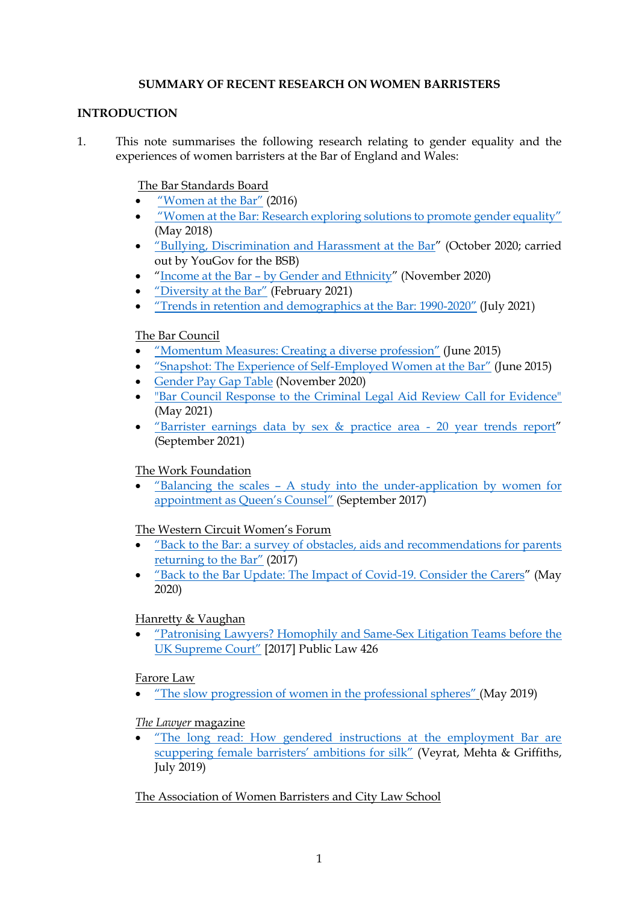**SUMMARY OF RECENT RESEARCH ON WOMEN BARRISTERS**

**INTRODUCTION**

1. This note summarises the following research relating to gender equality and the experiences of women barristers at the Bar of England and Wales:

The Bar Standards Board

- "Women at the Bar" (2016)
- "Women at the Bar: Research exploring solutions to promote gender equality" (May 2018)
- "Bullying, Discrimination and Harassment at the Bar" (October 2020; carried out by YouGov for the BSB)
- "Income at the Bar – by Gender and Ethnicity" (November 2020)
- "Diversity at the Bar" (February 2021)
- "Trends in retention and demographics at the Bar: 1990-2020" (July 2021)

The Bar Council

- "Momentum Measures: Creating a diverse profession" (June 2015)
- "Snapshot: The Experience of Self-Employed Women at the Bar" (June 2015)
- Gender Pay Gap Table (November 2020)
- "Bar Council Response to the Criminal Legal Aid Review Call for Evidence" (May 2021)
- "Barrister earnings data by sex & practice area - 20 year trends report" (September 2021)

The Work Foundation

- "Balancing the scales – A study into the under-application by women for appointment as Queen's Counsel" (September 2017)

The Western Circuit Women's Forum

- "Back to the Bar: a survey of obstacles, aids and recommendations for parents returning to the Bar" (2017)
- "Back to the Bar Update: The Impact of Covid-19. Consider the Carers" (May 2020)

Hanretty & Vaughan

- "Patronising Lawyers? Homophily and Same-Sex Litigation Teams before the UK Supreme Court" [2017] Public Law 426

Farore Law

- "The slow progression of women in the professional spheres" (May 2019)

*The Lawyer* magazine

- "The long read: How gendered instructions at the employment Bar are scuppering female barristers' ambitions for silk" (Veyrat, Mehta & Griffiths, July 2019)

The Association of Women Barristers and City Law School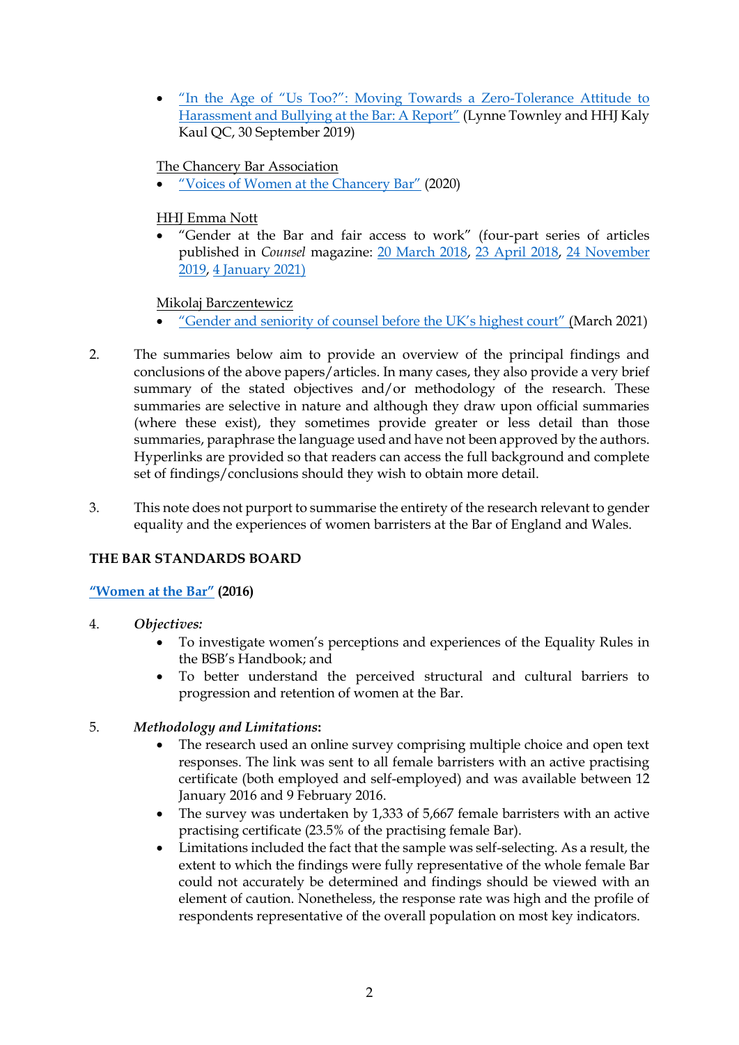- "In the Age of "Us Too?": Moving Towards a Zero-Tolerance Attitude to Harassment and Bullying at the Bar: A Report" (Lynne Townley and HHJ Kaly Kaul QC, 30 September 2019)

The Chancery Bar Association

- "Voices of Women at the Chancery Bar" (2020)

HHJ Emma Nott

- "Gender at the Bar and fair access to work" (four-part series of articles published in *Counsel* magazine: 20 March 2018, 23 April 2018, 24 November 2019, 4 January 2021)

Mikolaj Barczentewicz

- "Gender and seniority of counsel before the UK's highest court" (March 2021)

2. The summaries below aim to provide an overview of the principal findings and conclusions of the above papers/articles. In many cases, they also provide a very brief summary of the stated objectives and/or methodology of the research. These summaries are selective in nature and although they draw upon official summaries (where these exist), they sometimes provide greater or less detail than those summaries, paraphrase the language used and have not been approved by the authors. Hyperlinks are provided so that readers can access the full background and complete set of findings/conclusions should they wish to obtain more detail.

3. This note does not purport to summarise the entirety of the research relevant to gender equality and the experiences of women barristers at the Bar of England and Wales.

## THE BAR STANDARDS BOARD

### "Women at the Bar" (2016)

4. ***Objectives:***
   - To investigate women's perceptions and experiences of the Equality Rules in the BSB's Handbook; and
   - To better understand the perceived structural and cultural barriers to progression and retention of women at the Bar.

5. ***Methodology and Limitations*:**
   - The research used an online survey comprising multiple choice and open text responses. The link was sent to all female barristers with an active practising certificate (both employed and self-employed) and was available between 12 January 2016 and 9 February 2016.
   - The survey was undertaken by 1,333 of 5,667 female barristers with an active practising certificate (23.5% of the practising female Bar).
   - Limitations included the fact that the sample was self-selecting. As a result, the extent to which the findings were fully representative of the whole female Bar could not accurately be determined and findings should be viewed with an element of caution. Nonetheless, the response rate was high and the profile of respondents representative of the overall population on most key indicators.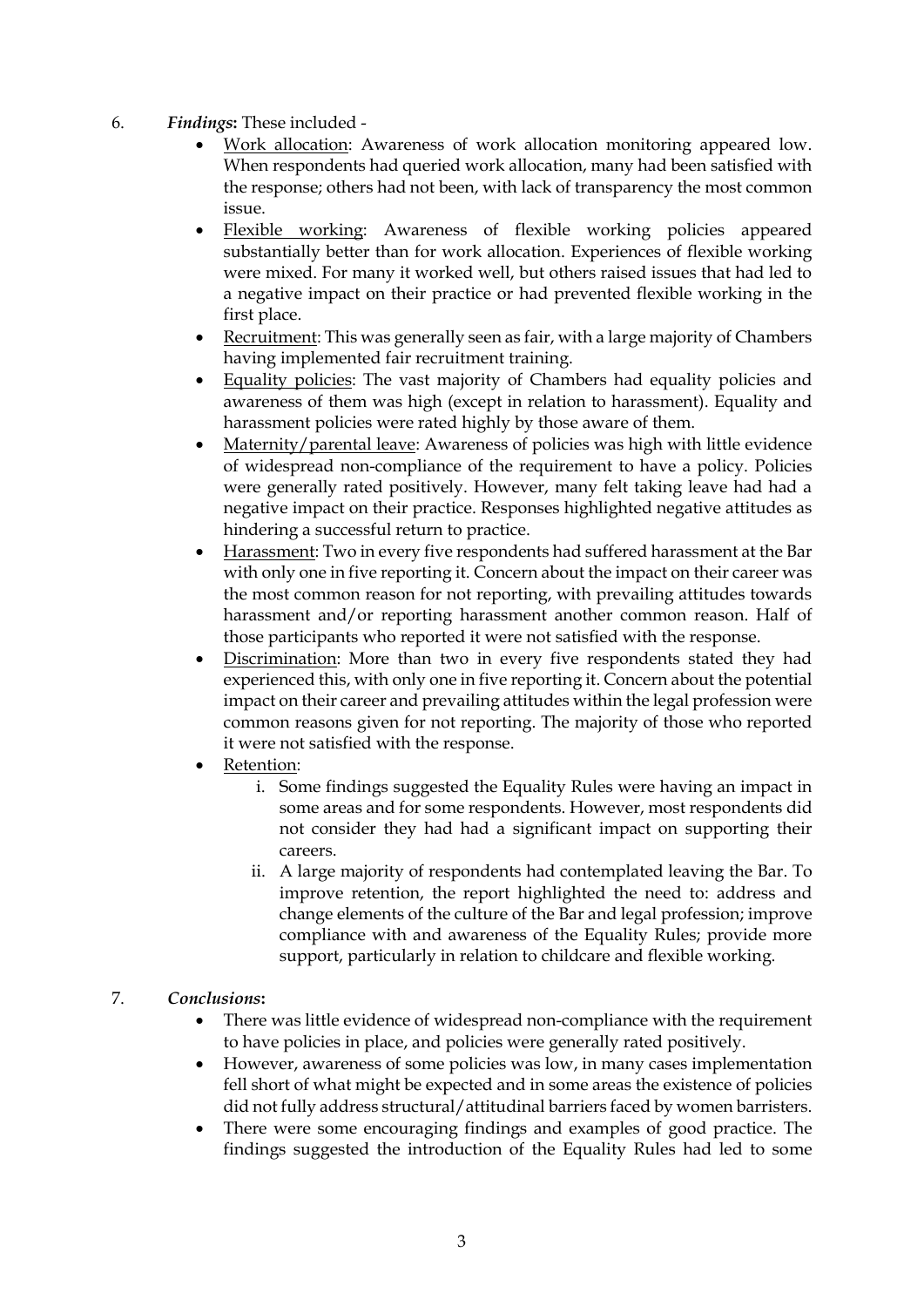6. ***Findings*:** These included -
    - Work allocation: Awareness of work allocation monitoring appeared low. When respondents had queried work allocation, many had been satisfied with the response; others had not been, with lack of transparency the most common issue.
    - Flexible working: Awareness of flexible working policies appeared substantially better than for work allocation. Experiences of flexible working were mixed. For many it worked well, but others raised issues that had led to a negative impact on their practice or had prevented flexible working in the first place.
    - Recruitment: This was generally seen as fair, with a large majority of Chambers having implemented fair recruitment training.
    - Equality policies: The vast majority of Chambers had equality policies and awareness of them was high (except in relation to harassment). Equality and harassment policies were rated highly by those aware of them.
    - Maternity/parental leave: Awareness of policies was high with little evidence of widespread non-compliance of the requirement to have a policy. Policies were generally rated positively. However, many felt taking leave had had a negative impact on their practice. Responses highlighted negative attitudes as hindering a successful return to practice.
    - Harassment: Two in every five respondents had suffered harassment at the Bar with only one in five reporting it. Concern about the impact on their career was the most common reason for not reporting, with prevailing attitudes towards harassment and/or reporting harassment another common reason. Half of those participants who reported it were not satisfied with the response.
    - Discrimination: More than two in every five respondents stated they had experienced this, with only one in five reporting it. Concern about the potential impact on their career and prevailing attitudes within the legal profession were common reasons given for not reporting. The majority of those who reported it were not satisfied with the response.
    - Retention:
        i. Some findings suggested the Equality Rules were having an impact in some areas and for some respondents. However, most respondents did not consider they had had a significant impact on supporting their careers.
        ii. A large majority of respondents had contemplated leaving the Bar. To improve retention, the report highlighted the need to: address and change elements of the culture of the Bar and legal profession; improve compliance with and awareness of the Equality Rules; provide more support, particularly in relation to childcare and flexible working.

7. ***Conclusions*:**
    - There was little evidence of widespread non-compliance with the requirement to have policies in place, and policies were generally rated positively.
    - However, awareness of some policies was low, in many cases implementation fell short of what might be expected and in some areas the existence of policies did not fully address structural/attitudinal barriers faced by women barristers.
    - There were some encouraging findings and examples of good practice. The findings suggested the introduction of the Equality Rules had led to some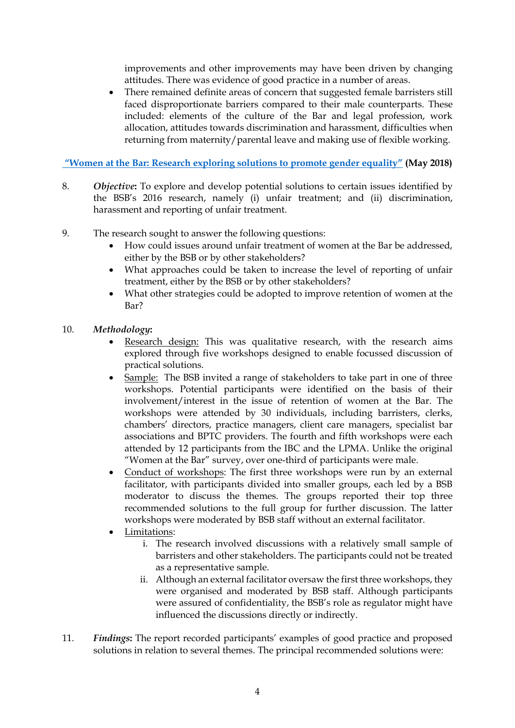improvements and other improvements may have been driven by changing attitudes. There was evidence of good practice in a number of areas.
- There remained definite areas of concern that suggested female barristers still faced disproportionate barriers compared to their male counterparts. These included: elements of the culture of the Bar and legal profession, work allocation, attitudes towards discrimination and harassment, difficulties when returning from maternity/parental leave and making use of flexible working.

**"Women at the Bar: Research exploring solutions to promote gender equality" (May 2018)**

8. ***Objective*:** To explore and develop potential solutions to certain issues identified by the BSB's 2016 research, namely (i) unfair treatment; and (ii) discrimination, harassment and reporting of unfair treatment.

9. The research sought to answer the following questions:
   - How could issues around unfair treatment of women at the Bar be addressed, either by the BSB or by other stakeholders?
   - What approaches could be taken to increase the level of reporting of unfair treatment, either by the BSB or by other stakeholders?
   - What other strategies could be adopted to improve retention of women at the Bar?

10. ***Methodology*:**
    - Research design: This was qualitative research, with the research aims explored through five workshops designed to enable focussed discussion of practical solutions.
    - Sample: The BSB invited a range of stakeholders to take part in one of three workshops. Potential participants were identified on the basis of their involvement/interest in the issue of retention of women at the Bar. The workshops were attended by 30 individuals, including barristers, clerks, chambers' directors, practice managers, client care managers, specialist bar associations and BPTC providers. The fourth and fifth workshops were each attended by 12 participants from the IBC and the LPMA. Unlike the original "Women at the Bar" survey, over one-third of participants were male.
    - Conduct of workshops: The first three workshops were run by an external facilitator, with participants divided into smaller groups, each led by a BSB moderator to discuss the themes. The groups reported their top three recommended solutions to the full group for further discussion. The latter workshops were moderated by BSB staff without an external facilitator.
    - Limitations:
      i. The research involved discussions with a relatively small sample of barristers and other stakeholders. The participants could not be treated as a representative sample.
      ii. Although an external facilitator oversaw the first three workshops, they were organised and moderated by BSB staff. Although participants were assured of confidentiality, the BSB's role as regulator might have influenced the discussions directly or indirectly.

11. ***Findings*:** The report recorded participants' examples of good practice and proposed solutions in relation to several themes. The principal recommended solutions were: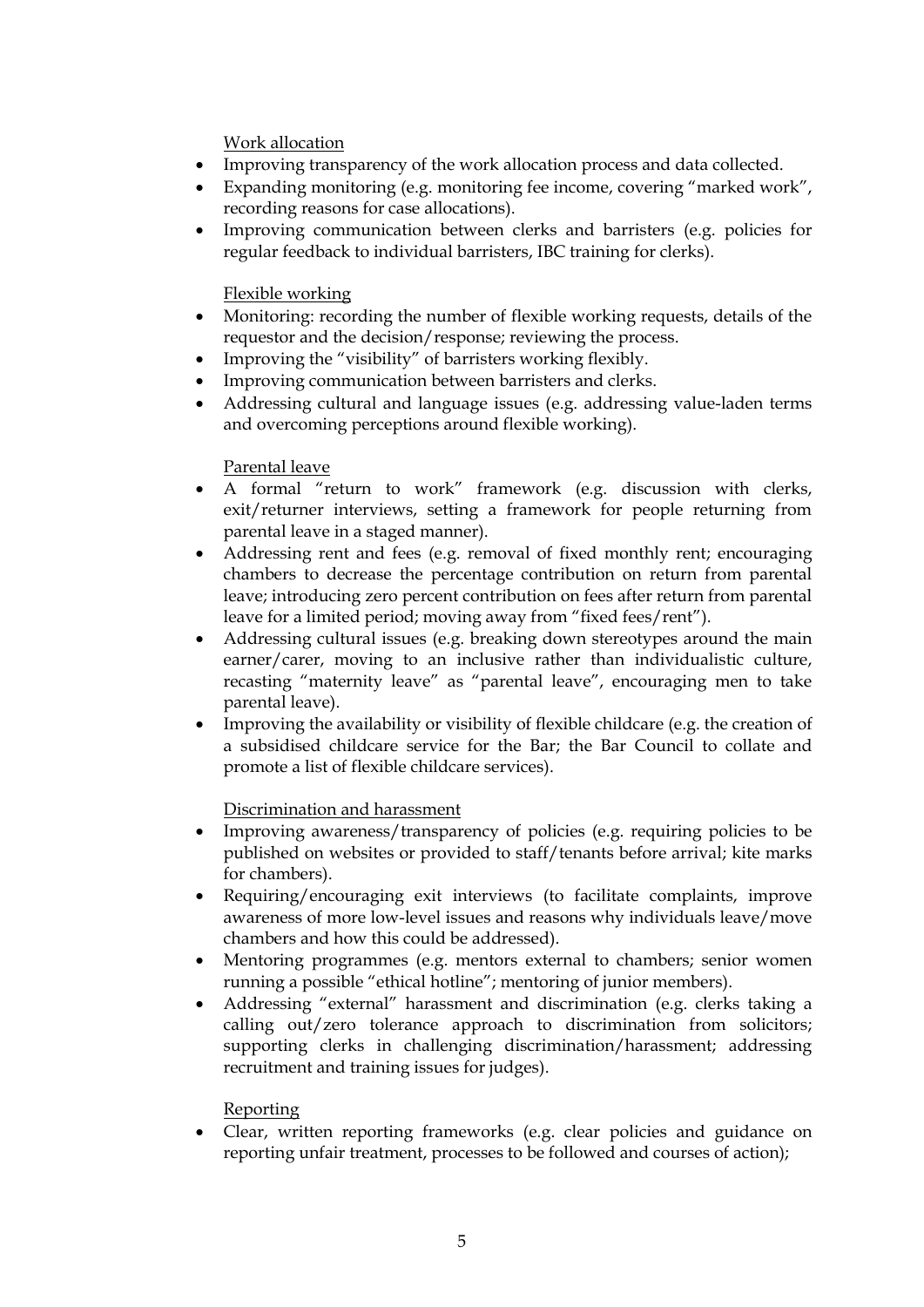<u>Work allocation</u>

- Improving transparency of the work allocation process and data collected.
- Expanding monitoring (e.g. monitoring fee income, covering "marked work", recording reasons for case allocations).
- Improving communication between clerks and barristers (e.g. policies for regular feedback to individual barristers, IBC training for clerks).

<u>Flexible working</u>

- Monitoring: recording the number of flexible working requests, details of the requestor and the decision/response; reviewing the process.
- Improving the "visibility" of barristers working flexibly.
- Improving communication between barristers and clerks.
- Addressing cultural and language issues (e.g. addressing value-laden terms and overcoming perceptions around flexible working).

<u>Parental leave</u>

- A formal "return to work" framework (e.g. discussion with clerks, exit/returner interviews, setting a framework for people returning from parental leave in a staged manner).
- Addressing rent and fees (e.g. removal of fixed monthly rent; encouraging chambers to decrease the percentage contribution on return from parental leave; introducing zero percent contribution on fees after return from parental leave for a limited period; moving away from "fixed fees/rent").
- Addressing cultural issues (e.g. breaking down stereotypes around the main earner/carer, moving to an inclusive rather than individualistic culture, recasting "maternity leave" as "parental leave", encouraging men to take parental leave).
- Improving the availability or visibility of flexible childcare (e.g. the creation of a subsidised childcare service for the Bar; the Bar Council to collate and promote a list of flexible childcare services).

<u>Discrimination and harassment</u>

- Improving awareness/transparency of policies (e.g. requiring policies to be published on websites or provided to staff/tenants before arrival; kite marks for chambers).
- Requiring/encouraging exit interviews (to facilitate complaints, improve awareness of more low-level issues and reasons why individuals leave/move chambers and how this could be addressed).
- Mentoring programmes (e.g. mentors external to chambers; senior women running a possible "ethical hotline"; mentoring of junior members).
- Addressing "external" harassment and discrimination (e.g. clerks taking a calling out/zero tolerance approach to discrimination from solicitors; supporting clerks in challenging discrimination/harassment; addressing recruitment and training issues for judges).

<u>Reporting</u>

- Clear, written reporting frameworks (e.g. clear policies and guidance on reporting unfair treatment, processes to be followed and courses of action);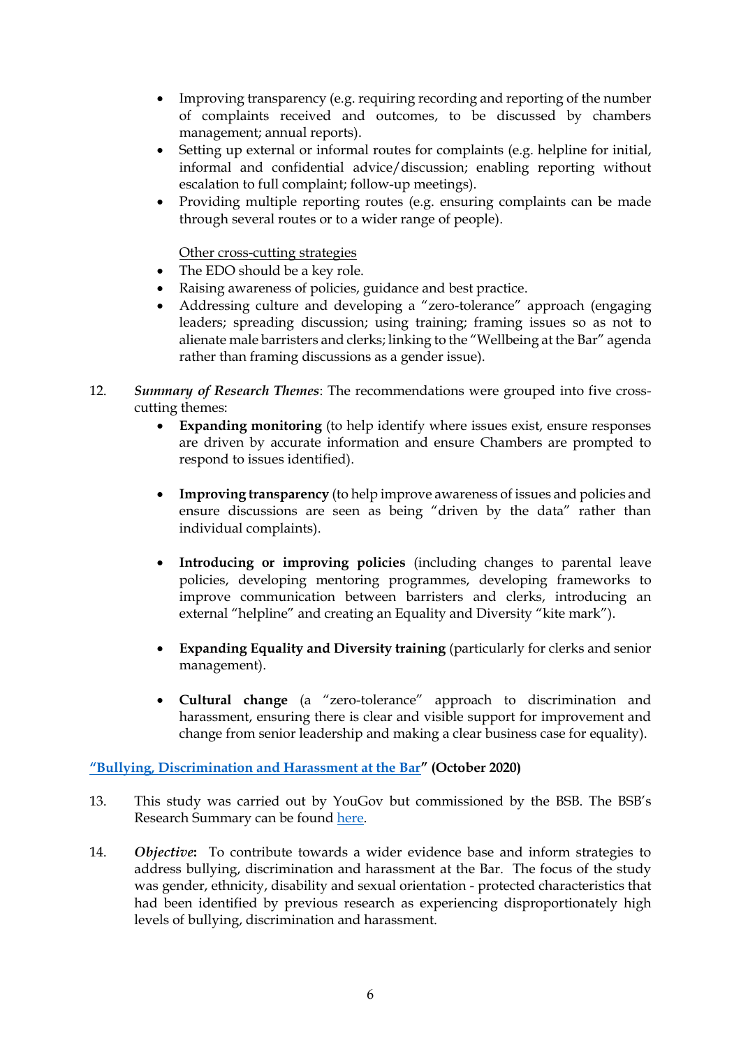- Improving transparency (e.g. requiring recording and reporting of the number of complaints received and outcomes, to be discussed by chambers management; annual reports).
- Setting up external or informal routes for complaints (e.g. helpline for initial, informal and confidential advice/discussion; enabling reporting without escalation to full complaint; follow-up meetings).
- Providing multiple reporting routes (e.g. ensuring complaints can be made through several routes or to a wider range of people).

<u>Other cross-cutting strategies</u>

- The EDO should be a key role.
- Raising awareness of policies, guidance and best practice.
- Addressing culture and developing a "zero-tolerance" approach (engaging leaders; spreading discussion; using training; framing issues so as not to alienate male barristers and clerks; linking to the "Wellbeing at the Bar" agenda rather than framing discussions as a gender issue).

12. *Summary of Research Themes*: The recommendations were grouped into five cross-cutting themes:

    - **Expanding monitoring** (to help identify where issues exist, ensure responses are driven by accurate information and ensure Chambers are prompted to respond to issues identified).

    - **Improving transparency** (to help improve awareness of issues and policies and ensure discussions are seen as being "driven by the data" rather than individual complaints).

    - **Introducing or improving policies** (including changes to parental leave policies, developing mentoring programmes, developing frameworks to improve communication between barristers and clerks, introducing an external "helpline" and creating an Equality and Diversity "kite mark").

    - **Expanding Equality and Diversity training** (particularly for clerks and senior management).

    - **Cultural change** (a "zero-tolerance" approach to discrimination and harassment, ensuring there is clear and visible support for improvement and change from senior leadership and making a clear business case for equality).

**"Bullying, Discrimination and Harassment at the Bar" (October 2020)**

13. This study was carried out by YouGov but commissioned by the BSB. The BSB's Research Summary can be found here.

14. ***Objective*:** To contribute towards a wider evidence base and inform strategies to address bullying, discrimination and harassment at the Bar. The focus of the study was gender, ethnicity, disability and sexual orientation - protected characteristics that had been identified by previous research as experiencing disproportionately high levels of bullying, discrimination and harassment.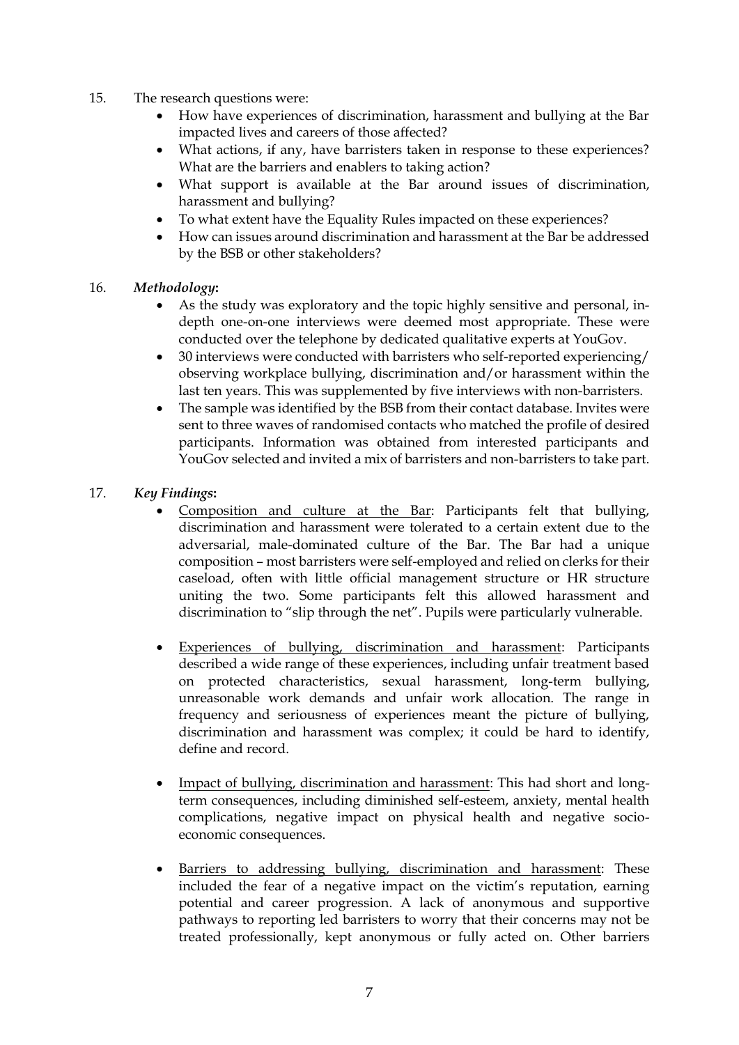15. The research questions were:
    - How have experiences of discrimination, harassment and bullying at the Bar impacted lives and careers of those affected?
    - What actions, if any, have barristers taken in response to these experiences? What are the barriers and enablers to taking action?
    - What support is available at the Bar around issues of discrimination, harassment and bullying?
    - To what extent have the Equality Rules impacted on these experiences?
    - How can issues around discrimination and harassment at the Bar be addressed by the BSB or other stakeholders?

16. ***Methodology*:**
    - As the study was exploratory and the topic highly sensitive and personal, in-depth one-on-one interviews were deemed most appropriate. These were conducted over the telephone by dedicated qualitative experts at YouGov.
    - 30 interviews were conducted with barristers who self-reported experiencing/ observing workplace bullying, discrimination and/or harassment within the last ten years. This was supplemented by five interviews with non-barristers.
    - The sample was identified by the BSB from their contact database. Invites were sent to three waves of randomised contacts who matched the profile of desired participants. Information was obtained from interested participants and YouGov selected and invited a mix of barristers and non-barristers to take part.

17. ***Key Findings*:**
    - <u>Composition and culture at the Bar</u>: Participants felt that bullying, discrimination and harassment were tolerated to a certain extent due to the adversarial, male-dominated culture of the Bar. The Bar had a unique composition – most barristers were self-employed and relied on clerks for their caseload, often with little official management structure or HR structure uniting the two. Some participants felt this allowed harassment and discrimination to "slip through the net". Pupils were particularly vulnerable.

    - <u>Experiences of bullying, discrimination and harassment</u>: Participants described a wide range of these experiences, including unfair treatment based on protected characteristics, sexual harassment, long-term bullying, unreasonable work demands and unfair work allocation. The range in frequency and seriousness of experiences meant the picture of bullying, discrimination and harassment was complex; it could be hard to identify, define and record.

    - <u>Impact of bullying, discrimination and harassment</u>: This had short and long-term consequences, including diminished self-esteem, anxiety, mental health complications, negative impact on physical health and negative socio-economic consequences.

    - <u>Barriers to addressing bullying, discrimination and harassment</u>: These included the fear of a negative impact on the victim's reputation, earning potential and career progression. A lack of anonymous and supportive pathways to reporting led barristers to worry that their concerns may not be treated professionally, kept anonymous or fully acted on. Other barriers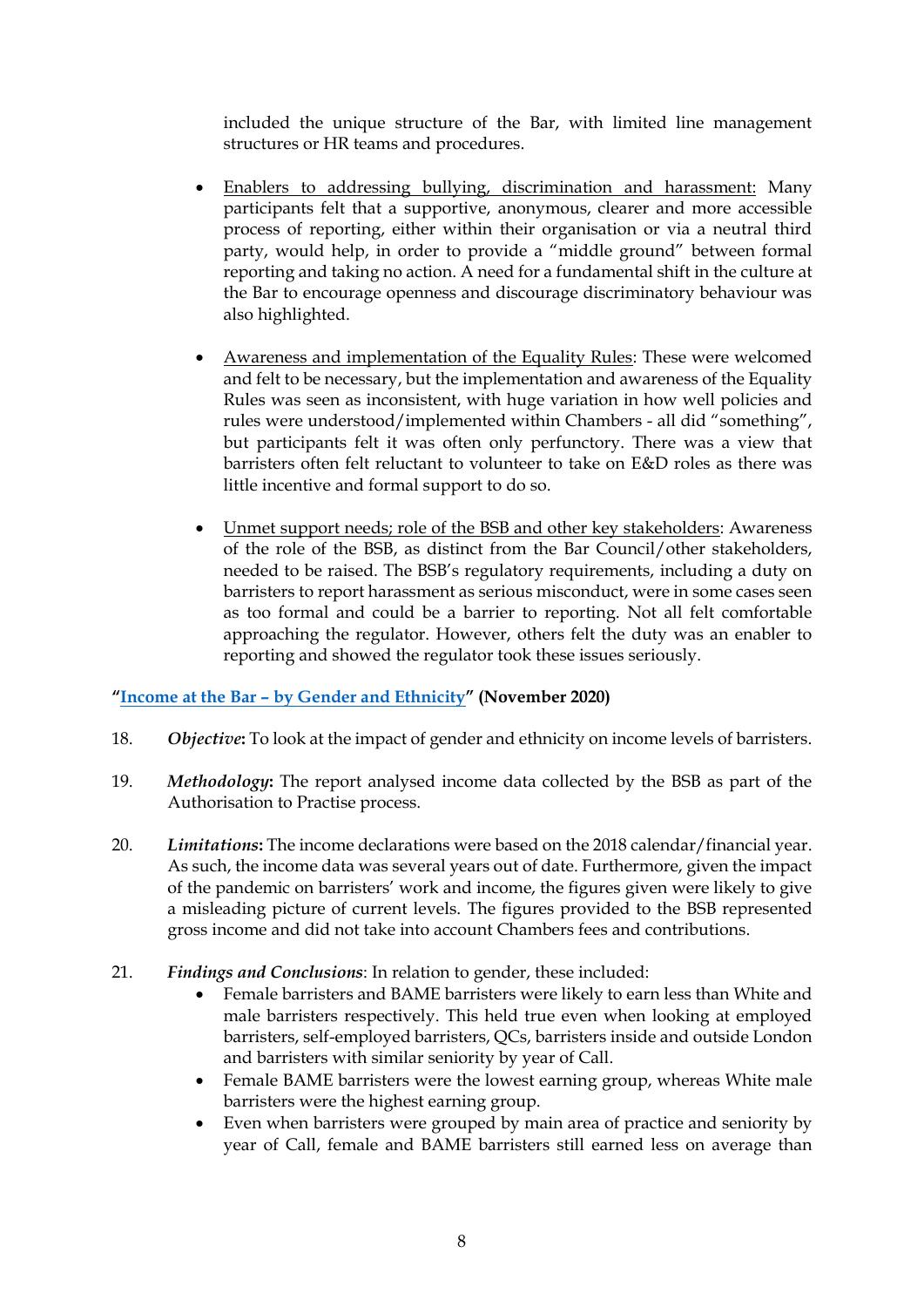included the unique structure of the Bar, with limited line management structures or HR teams and procedures.

- Enablers to addressing bullying, discrimination and harassment: Many participants felt that a supportive, anonymous, clearer and more accessible process of reporting, either within their organisation or via a neutral third party, would help, in order to provide a "middle ground" between formal reporting and taking no action. A need for a fundamental shift in the culture at the Bar to encourage openness and discourage discriminatory behaviour was also highlighted.

- Awareness and implementation of the Equality Rules: These were welcomed and felt to be necessary, but the implementation and awareness of the Equality Rules was seen as inconsistent, with huge variation in how well policies and rules were understood/implemented within Chambers - all did "something", but participants felt it was often only perfunctory. There was a view that barristers often felt reluctant to volunteer to take on E&D roles as there was little incentive and formal support to do so.

- Unmet support needs; role of the BSB and other key stakeholders: Awareness of the role of the BSB, as distinct from the Bar Council/other stakeholders, needed to be raised. The BSB's regulatory requirements, including a duty on barristers to report harassment as serious misconduct, were in some cases seen as too formal and could be a barrier to reporting. Not all felt comfortable approaching the regulator. However, others felt the duty was an enabler to reporting and showed the regulator took these issues seriously.

**"Income at the Bar – by Gender and Ethnicity" (November 2020)**

18. ***Objective*:** To look at the impact of gender and ethnicity on income levels of barristers.

19. ***Methodology*:** The report analysed income data collected by the BSB as part of the Authorisation to Practise process.

20. ***Limitations*:** The income declarations were based on the 2018 calendar/financial year. As such, the income data was several years out of date. Furthermore, given the impact of the pandemic on barristers' work and income, the figures given were likely to give a misleading picture of current levels. The figures provided to the BSB represented gross income and did not take into account Chambers fees and contributions.

21. ***Findings and Conclusions***: In relation to gender, these included:
    - Female barristers and BAME barristers were likely to earn less than White and male barristers respectively. This held true even when looking at employed barristers, self-employed barristers, QCs, barristers inside and outside London and barristers with similar seniority by year of Call.
    - Female BAME barristers were the lowest earning group, whereas White male barristers were the highest earning group.
    - Even when barristers were grouped by main area of practice and seniority by year of Call, female and BAME barristers still earned less on average than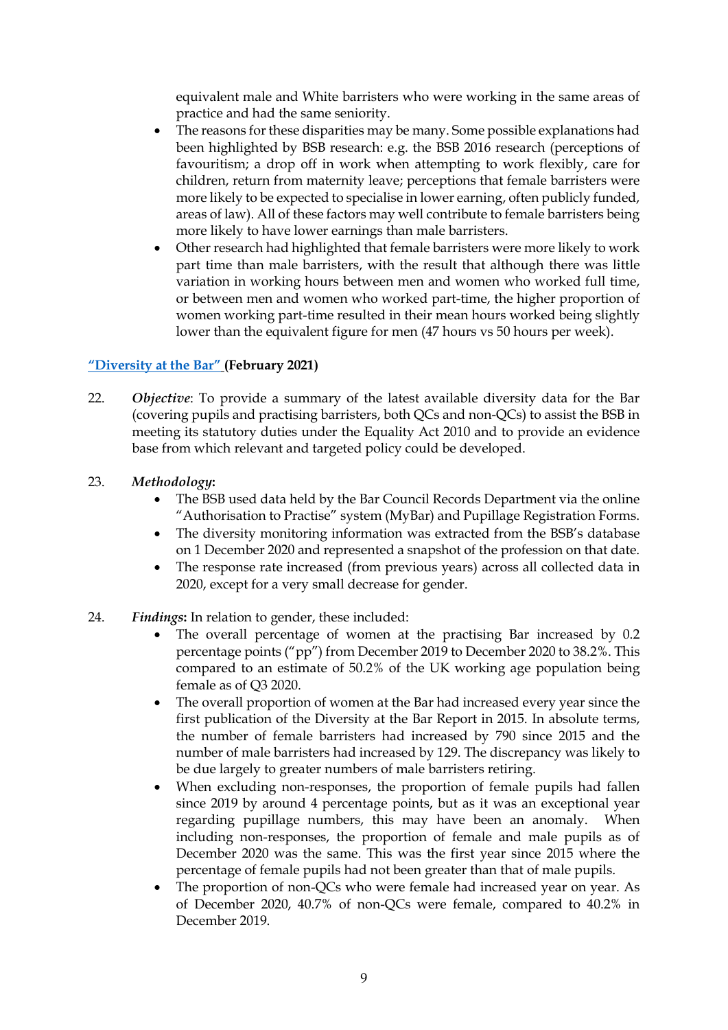equivalent male and White barristers who were working in the same areas of practice and had the same seniority.

- The reasons for these disparities may be many. Some possible explanations had been highlighted by BSB research: e.g. the BSB 2016 research (perceptions of favouritism; a drop off in work when attempting to work flexibly, care for children, return from maternity leave; perceptions that female barristers were more likely to be expected to specialise in lower earning, often publicly funded, areas of law). All of these factors may well contribute to female barristers being more likely to have lower earnings than male barristers.
- Other research had highlighted that female barristers were more likely to work part time than male barristers, with the result that although there was little variation in working hours between men and women who worked full time, or between men and women who worked part-time, the higher proportion of women working part-time resulted in their mean hours worked being slightly lower than the equivalent figure for men (47 hours vs 50 hours per week).

### "Diversity at the Bar" (February 2021)

22. *Objective*: To provide a summary of the latest available diversity data for the Bar (covering pupils and practising barristers, both QCs and non-QCs) to assist the BSB in meeting its statutory duties under the Equality Act 2010 and to provide an evidence base from which relevant and targeted policy could be developed.

23. ***Methodology*:**
    - The BSB used data held by the Bar Council Records Department via the online "Authorisation to Practise" system (MyBar) and Pupillage Registration Forms.
    - The diversity monitoring information was extracted from the BSB's database on 1 December 2020 and represented a snapshot of the profession on that date.
    - The response rate increased (from previous years) across all collected data in 2020, except for a very small decrease for gender.

24. ***Findings*:** In relation to gender, these included:
    - The overall percentage of women at the practising Bar increased by 0.2 percentage points ("pp") from December 2019 to December 2020 to 38.2%. This compared to an estimate of 50.2% of the UK working age population being female as of Q3 2020.
    - The overall proportion of women at the Bar had increased every year since the first publication of the Diversity at the Bar Report in 2015. In absolute terms, the number of female barristers had increased by 790 since 2015 and the number of male barristers had increased by 129. The discrepancy was likely to be due largely to greater numbers of male barristers retiring.
    - When excluding non-responses, the proportion of female pupils had fallen since 2019 by around 4 percentage points, but as it was an exceptional year regarding pupillage numbers, this may have been an anomaly. When including non-responses, the proportion of female and male pupils as of December 2020 was the same. This was the first year since 2015 where the percentage of female pupils had not been greater than that of male pupils.
    - The proportion of non-QCs who were female had increased year on year. As of December 2020, 40.7% of non-QCs were female, compared to 40.2% in December 2019.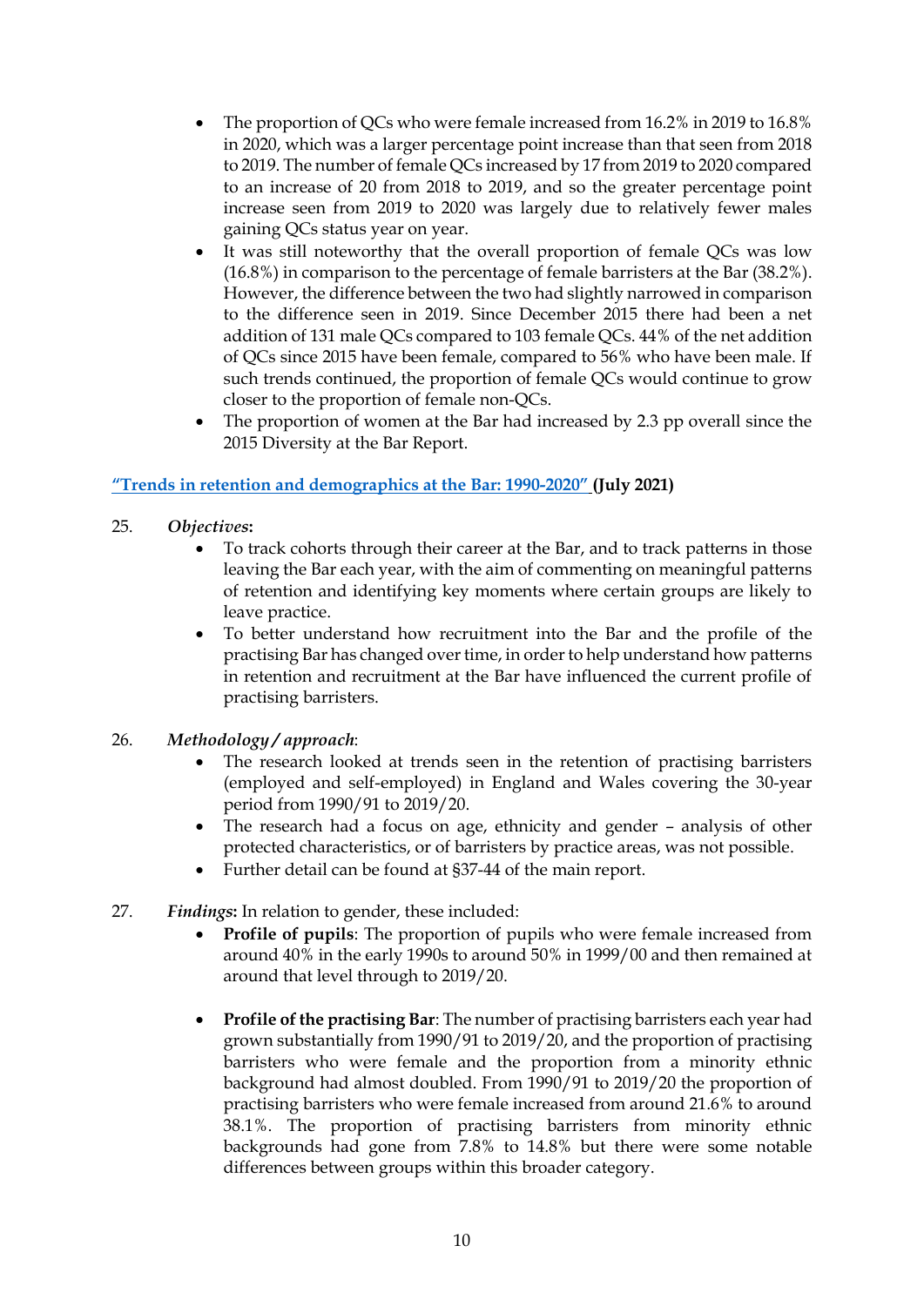- The proportion of QCs who were female increased from 16.2% in 2019 to 16.8% in 2020, which was a larger percentage point increase than that seen from 2018 to 2019. The number of female QCs increased by 17 from 2019 to 2020 compared to an increase of 20 from 2018 to 2019, and so the greater percentage point increase seen from 2019 to 2020 was largely due to relatively fewer males gaining QCs status year on year.
- It was still noteworthy that the overall proportion of female QCs was low (16.8%) in comparison to the percentage of female barristers at the Bar (38.2%). However, the difference between the two had slightly narrowed in comparison to the difference seen in 2019. Since December 2015 there had been a net addition of 131 male QCs compared to 103 female QCs. 44% of the net addition of QCs since 2015 have been female, compared to 56% who have been male. If such trends continued, the proportion of female QCs would continue to grow closer to the proportion of female non-QCs.
- The proportion of women at the Bar had increased by 2.3 pp overall since the 2015 Diversity at the Bar Report.

**"Trends in retention and demographics at the Bar: 1990-2020" (July 2021)**

25. ***Objectives*:**
    - To track cohorts through their career at the Bar, and to track patterns in those leaving the Bar each year, with the aim of commenting on meaningful patterns of retention and identifying key moments where certain groups are likely to leave practice.
    - To better understand how recruitment into the Bar and the profile of the practising Bar has changed over time, in order to help understand how patterns in retention and recruitment at the Bar have influenced the current profile of practising barristers.

26. ***Methodology / approach*:**
    - The research looked at trends seen in the retention of practising barristers (employed and self-employed) in England and Wales covering the 30-year period from 1990/91 to 2019/20.
    - The research had a focus on age, ethnicity and gender – analysis of other protected characteristics, or of barristers by practice areas, was not possible.
    - Further detail can be found at §37-44 of the main report.

27. ***Findings*:** In relation to gender, these included:
    - **Profile of pupils**: The proportion of pupils who were female increased from around 40% in the early 1990s to around 50% in 1999/00 and then remained at around that level through to 2019/20.
    - **Profile of the practising Bar**: The number of practising barristers each year had grown substantially from 1990/91 to 2019/20, and the proportion of practising barristers who were female and the proportion from a minority ethnic background had almost doubled. From 1990/91 to 2019/20 the proportion of practising barristers who were female increased from around 21.6% to around 38.1%. The proportion of practising barristers from minority ethnic backgrounds had gone from 7.8% to 14.8% but there were some notable differences between groups within this broader category.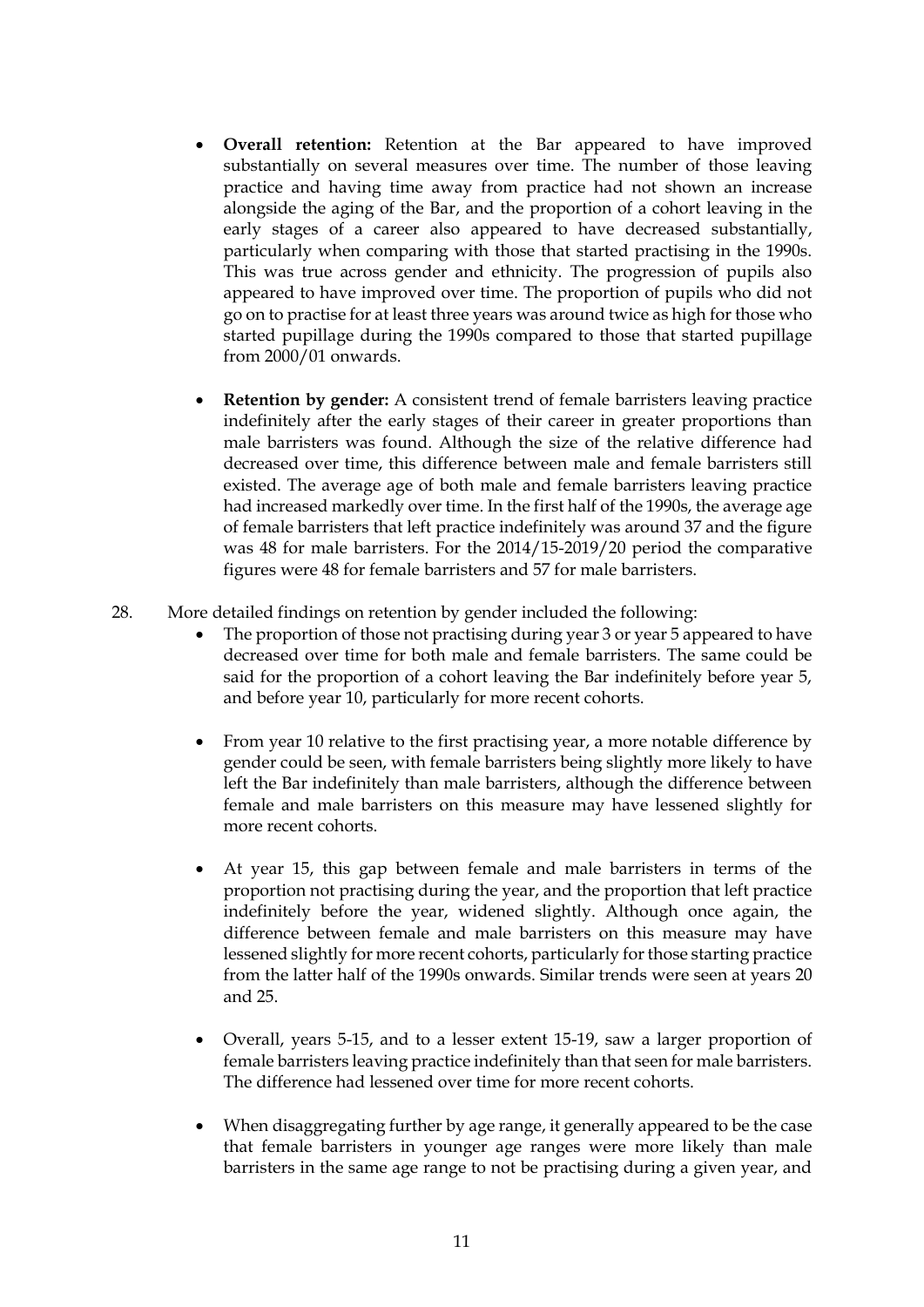- **Overall retention:** Retention at the Bar appeared to have improved substantially on several measures over time. The number of those leaving practice and having time away from practice had not shown an increase alongside the aging of the Bar, and the proportion of a cohort leaving in the early stages of a career also appeared to have decreased substantially, particularly when comparing with those that started practising in the 1990s. This was true across gender and ethnicity. The progression of pupils also appeared to have improved over time. The proportion of pupils who did not go on to practise for at least three years was around twice as high for those who started pupillage during the 1990s compared to those that started pupillage from 2000/01 onwards.

- **Retention by gender:** A consistent trend of female barristers leaving practice indefinitely after the early stages of their career in greater proportions than male barristers was found. Although the size of the relative difference had decreased over time, this difference between male and female barristers still existed. The average age of both male and female barristers leaving practice had increased markedly over time. In the first half of the 1990s, the average age of female barristers that left practice indefinitely was around 37 and the figure was 48 for male barristers. For the 2014/15-2019/20 period the comparative figures were 48 for female barristers and 57 for male barristers.

28. More detailed findings on retention by gender included the following:

- The proportion of those not practising during year 3 or year 5 appeared to have decreased over time for both male and female barristers. The same could be said for the proportion of a cohort leaving the Bar indefinitely before year 5, and before year 10, particularly for more recent cohorts.

- From year 10 relative to the first practising year, a more notable difference by gender could be seen, with female barristers being slightly more likely to have left the Bar indefinitely than male barristers, although the difference between female and male barristers on this measure may have lessened slightly for more recent cohorts.

- At year 15, this gap between female and male barristers in terms of the proportion not practising during the year, and the proportion that left practice indefinitely before the year, widened slightly. Although once again, the difference between female and male barristers on this measure may have lessened slightly for more recent cohorts, particularly for those starting practice from the latter half of the 1990s onwards. Similar trends were seen at years 20 and 25.

- Overall, years 5-15, and to a lesser extent 15-19, saw a larger proportion of female barristers leaving practice indefinitely than that seen for male barristers. The difference had lessened over time for more recent cohorts.

- When disaggregating further by age range, it generally appeared to be the case that female barristers in younger age ranges were more likely than male barristers in the same age range to not be practising during a given year, and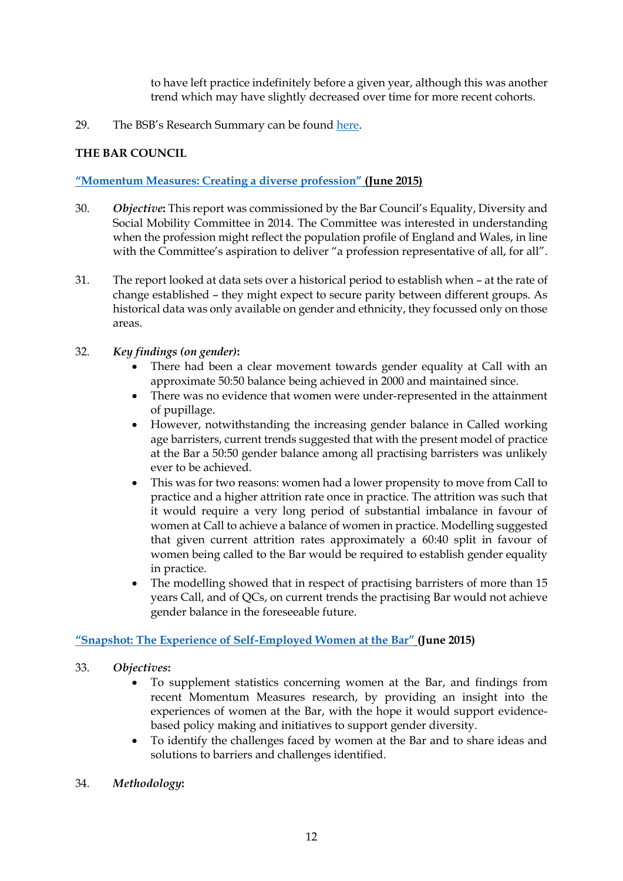to have left practice indefinitely before a given year, although this was another trend which may have slightly decreased over time for more recent cohorts.

29. The BSB's Research Summary can be found [here](#).

**THE BAR COUNCIL**

**"Momentum Measures: Creating a diverse profession" (June 2015)**

30. ***Objective*:** This report was commissioned by the Bar Council's Equality, Diversity and Social Mobility Committee in 2014. The Committee was interested in understanding when the profession might reflect the population profile of England and Wales, in line with the Committee's aspiration to deliver "a profession representative of all, for all".

31. The report looked at data sets over a historical period to establish when – at the rate of change established – they might expect to secure parity between different groups. As historical data was only available on gender and ethnicity, they focussed only on those areas.

32. ***Key findings (on gender)*:**
    - There had been a clear movement towards gender equality at Call with an approximate 50:50 balance being achieved in 2000 and maintained since.
    - There was no evidence that women were under-represented in the attainment of pupillage.
    - However, notwithstanding the increasing gender balance in Called working age barristers, current trends suggested that with the present model of practice at the Bar a 50:50 gender balance among all practising barristers was unlikely ever to be achieved.
    - This was for two reasons: women had a lower propensity to move from Call to practice and a higher attrition rate once in practice. The attrition was such that it would require a very long period of substantial imbalance in favour of women at Call to achieve a balance of women in practice. Modelling suggested that given current attrition rates approximately a 60:40 split in favour of women being called to the Bar would be required to establish gender equality in practice.
    - The modelling showed that in respect of practising barristers of more than 15 years Call, and of QCs, on current trends the practising Bar would not achieve gender balance in the foreseeable future.

**"Snapshot: The Experience of Self-Employed Women at the Bar" (June 2015)**

33. ***Objectives*:**
    - To supplement statistics concerning women at the Bar, and findings from recent Momentum Measures research, by providing an insight into the experiences of women at the Bar, with the hope it would support evidence-based policy making and initiatives to support gender diversity.
    - To identify the challenges faced by women at the Bar and to share ideas and solutions to barriers and challenges identified.

34. ***Methodology*:**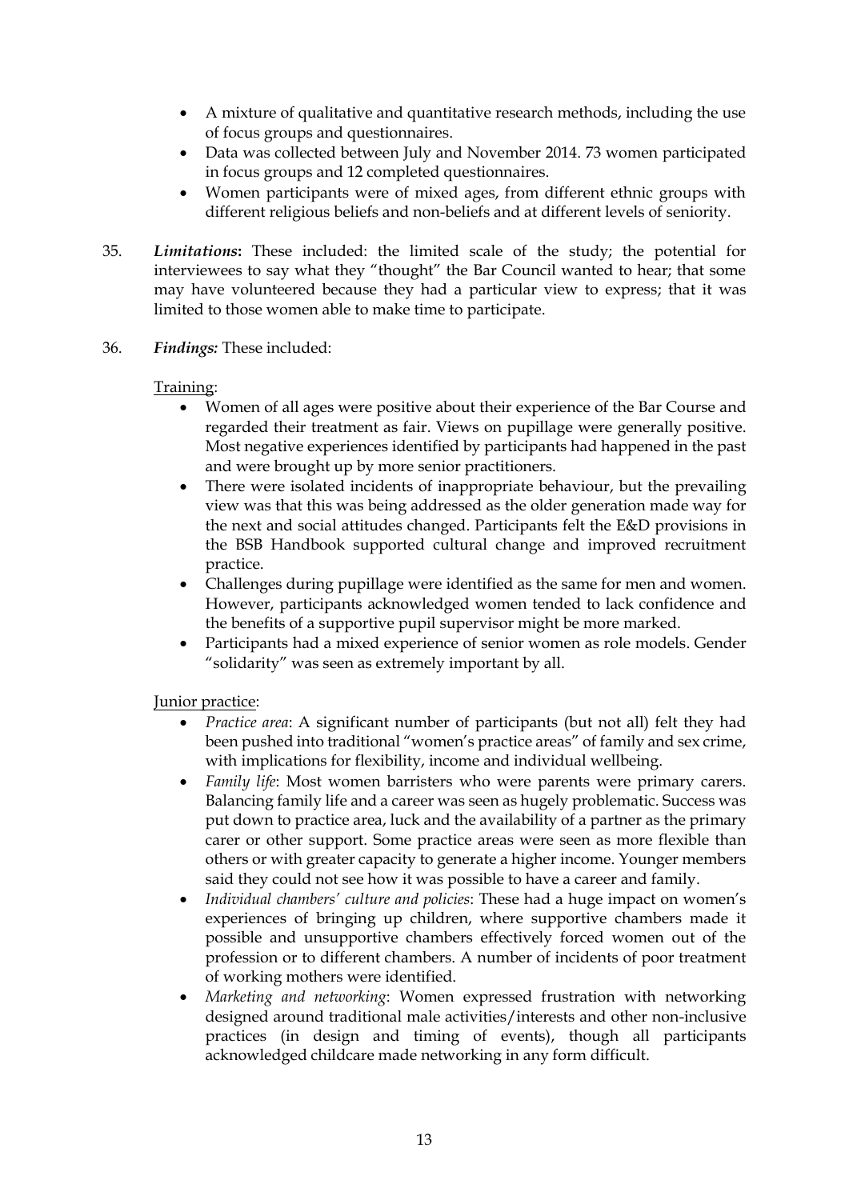- A mixture of qualitative and quantitative research methods, including the use of focus groups and questionnaires.
- Data was collected between July and November 2014. 73 women participated in focus groups and 12 completed questionnaires.
- Women participants were of mixed ages, from different ethnic groups with different religious beliefs and non-beliefs and at different levels of seniority.

35. ***Limitations*:** These included: the limited scale of the study; the potential for interviewees to say what they "thought" the Bar Council wanted to hear; that some may have volunteered because they had a particular view to express; that it was limited to those women able to make time to participate.

36. ***Findings:*** These included:

<u>Training</u>:

- Women of all ages were positive about their experience of the Bar Course and regarded their treatment as fair. Views on pupillage were generally positive. Most negative experiences identified by participants had happened in the past and were brought up by more senior practitioners.
- There were isolated incidents of inappropriate behaviour, but the prevailing view was that this was being addressed as the older generation made way for the next and social attitudes changed. Participants felt the E&D provisions in the BSB Handbook supported cultural change and improved recruitment practice.
- Challenges during pupillage were identified as the same for men and women. However, participants acknowledged women tended to lack confidence and the benefits of a supportive pupil supervisor might be more marked.
- Participants had a mixed experience of senior women as role models. Gender "solidarity" was seen as extremely important by all.

<u>Junior practice</u>:

- *Practice area*: A significant number of participants (but not all) felt they had been pushed into traditional "women's practice areas" of family and sex crime, with implications for flexibility, income and individual wellbeing.
- *Family life*: Most women barristers who were parents were primary carers. Balancing family life and a career was seen as hugely problematic. Success was put down to practice area, luck and the availability of a partner as the primary carer or other support. Some practice areas were seen as more flexible than others or with greater capacity to generate a higher income. Younger members said they could not see how it was possible to have a career and family.
- *Individual chambers' culture and policies*: These had a huge impact on women's experiences of bringing up children, where supportive chambers made it possible and unsupportive chambers effectively forced women out of the profession or to different chambers. A number of incidents of poor treatment of working mothers were identified.
- *Marketing and networking*: Women expressed frustration with networking designed around traditional male activities/interests and other non-inclusive practices (in design and timing of events), though all participants acknowledged childcare made networking in any form difficult.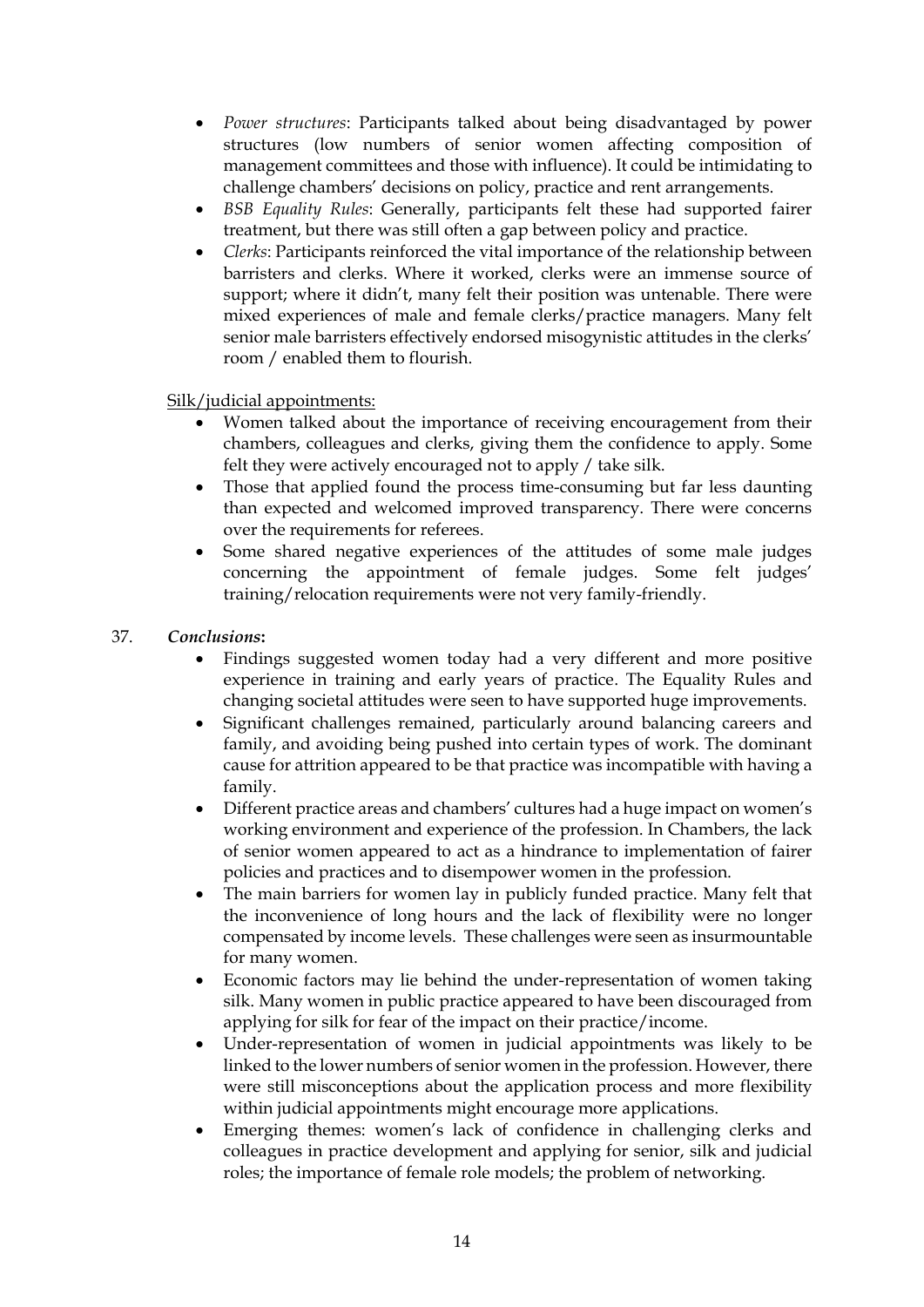- *Power structures*: Participants talked about being disadvantaged by power structures (low numbers of senior women affecting composition of management committees and those with influence). It could be intimidating to challenge chambers' decisions on policy, practice and rent arrangements.
- *BSB Equality Rules*: Generally, participants felt these had supported fairer treatment, but there was still often a gap between policy and practice.
- *Clerks*: Participants reinforced the vital importance of the relationship between barristers and clerks. Where it worked, clerks were an immense source of support; where it didn't, many felt their position was untenable. There were mixed experiences of male and female clerks/practice managers. Many felt senior male barristers effectively endorsed misogynistic attitudes in the clerks' room / enabled them to flourish.

<u>Silk/judicial appointments:</u>

- Women talked about the importance of receiving encouragement from their chambers, colleagues and clerks, giving them the confidence to apply. Some felt they were actively encouraged not to apply / take silk.
- Those that applied found the process time-consuming but far less daunting than expected and welcomed improved transparency. There were concerns over the requirements for referees.
- Some shared negative experiences of the attitudes of some male judges concerning the appointment of female judges. Some felt judges' training/relocation requirements were not very family-friendly.

37. ***Conclusions*:**

- Findings suggested women today had a very different and more positive experience in training and early years of practice. The Equality Rules and changing societal attitudes were seen to have supported huge improvements.
- Significant challenges remained, particularly around balancing careers and family, and avoiding being pushed into certain types of work. The dominant cause for attrition appeared to be that practice was incompatible with having a family.
- Different practice areas and chambers' cultures had a huge impact on women's working environment and experience of the profession. In Chambers, the lack of senior women appeared to act as a hindrance to implementation of fairer policies and practices and to disempower women in the profession.
- The main barriers for women lay in publicly funded practice. Many felt that the inconvenience of long hours and the lack of flexibility were no longer compensated by income levels. These challenges were seen as insurmountable for many women.
- Economic factors may lie behind the under-representation of women taking silk. Many women in public practice appeared to have been discouraged from applying for silk for fear of the impact on their practice/income.
- Under-representation of women in judicial appointments was likely to be linked to the lower numbers of senior women in the profession. However, there were still misconceptions about the application process and more flexibility within judicial appointments might encourage more applications.
- Emerging themes: women's lack of confidence in challenging clerks and colleagues in practice development and applying for senior, silk and judicial roles; the importance of female role models; the problem of networking.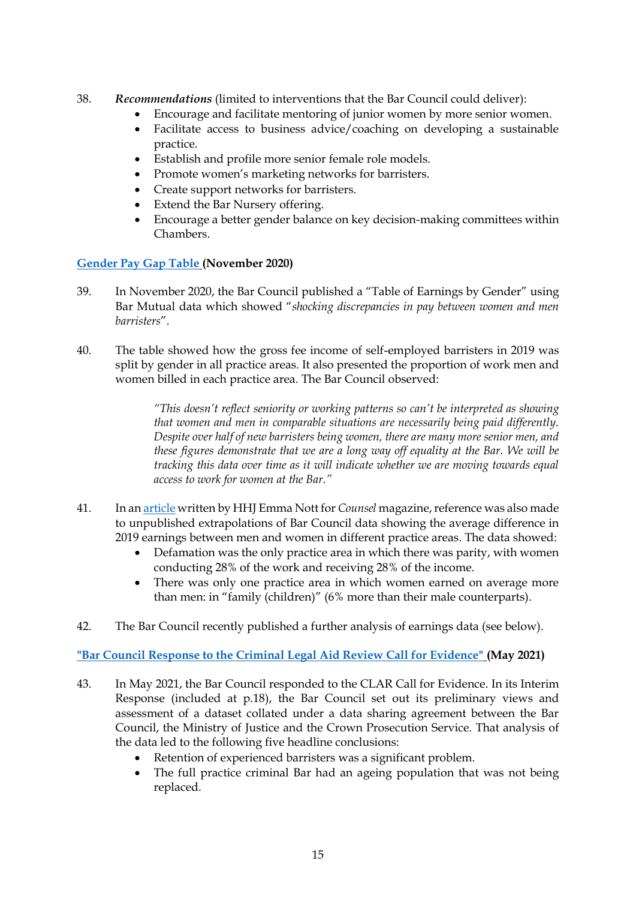38. ***Recommendations*** (limited to interventions that the Bar Council could deliver):
    - Encourage and facilitate mentoring of junior women by more senior women.
    - Facilitate access to business advice/coaching on developing a sustainable practice.
    - Establish and profile more senior female role models.
    - Promote women's marketing networks for barristers.
    - Create support networks for barristers.
    - Extend the Bar Nursery offering.
    - Encourage a better gender balance on key decision-making committees within Chambers.

**Gender Pay Gap Table (November 2020)**

39. In November 2020, the Bar Council published a "Table of Earnings by Gender" using Bar Mutual data which showed "*shocking discrepancies in pay between women and men barristers*".

40. The table showed how the gross fee income of self-employed barristers in 2019 was split by gender in all practice areas. It also presented the proportion of work men and women billed in each practice area. The Bar Council observed:

    > *"This doesn't reflect seniority or working patterns so can't be interpreted as showing that women and men in comparable situations are necessarily being paid differently. Despite over half of new barristers being women, there are many more senior men, and these figures demonstrate that we are a long way off equality at the Bar. We will be tracking this data over time as it will indicate whether we are moving towards equal access to work for women at the Bar."*

41. In an article written by HHJ Emma Nott for *Counsel* magazine, reference was also made to unpublished extrapolations of Bar Council data showing the average difference in 2019 earnings between men and women in different practice areas. The data showed:
    - Defamation was the only practice area in which there was parity, with women conducting 28% of the work and receiving 28% of the income.
    - There was only one practice area in which women earned on average more than men: in "family (children)" (6% more than their male counterparts).

42. The Bar Council recently published a further analysis of earnings data (see below).

**"Bar Council Response to the Criminal Legal Aid Review Call for Evidence" (May 2021)**

43. In May 2021, the Bar Council responded to the CLAR Call for Evidence. In its Interim Response (included at p.18), the Bar Council set out its preliminary views and assessment of a dataset collated under a data sharing agreement between the Bar Council, the Ministry of Justice and the Crown Prosecution Service. That analysis of the data led to the following five headline conclusions:
    - Retention of experienced barristers was a significant problem.
    - The full practice criminal Bar had an ageing population that was not being replaced.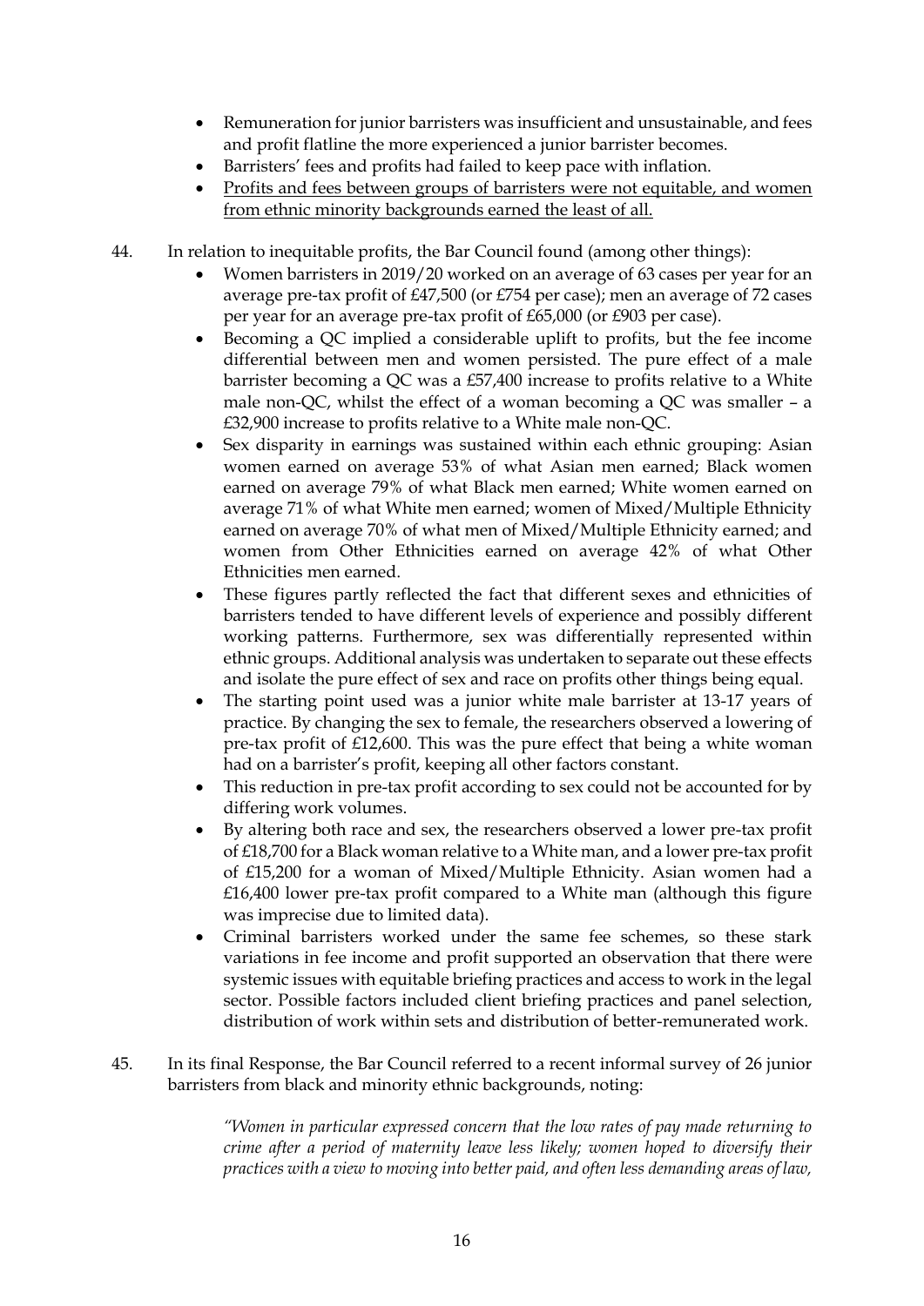- Remuneration for junior barristers was insufficient and unsustainable, and fees and profit flatline the more experienced a junior barrister becomes.
- Barristers' fees and profits had failed to keep pace with inflation.
- <u>Profits and fees between groups of barristers were not equitable, and women from ethnic minority backgrounds earned the least of all.</u>

44. In relation to inequitable profits, the Bar Council found (among other things):
    - Women barristers in 2019/20 worked on an average of 63 cases per year for an average pre-tax profit of £47,500 (or £754 per case); men an average of 72 cases per year for an average pre-tax profit of £65,000 (or £903 per case).
    - Becoming a QC implied a considerable uplift to profits, but the fee income differential between men and women persisted. The pure effect of a male barrister becoming a QC was a £57,400 increase to profits relative to a White male non-QC, whilst the effect of a woman becoming a QC was smaller – a £32,900 increase to profits relative to a White male non-QC.
    - Sex disparity in earnings was sustained within each ethnic grouping: Asian women earned on average 53% of what Asian men earned; Black women earned on average 79% of what Black men earned; White women earned on average 71% of what White men earned; women of Mixed/Multiple Ethnicity earned on average 70% of what men of Mixed/Multiple Ethnicity earned; and women from Other Ethnicities earned on average 42% of what Other Ethnicities men earned.
    - These figures partly reflected the fact that different sexes and ethnicities of barristers tended to have different levels of experience and possibly different working patterns. Furthermore, sex was differentially represented within ethnic groups. Additional analysis was undertaken to separate out these effects and isolate the pure effect of sex and race on profits other things being equal.
    - The starting point used was a junior white male barrister at 13-17 years of practice. By changing the sex to female, the researchers observed a lowering of pre-tax profit of £12,600. This was the pure effect that being a white woman had on a barrister's profit, keeping all other factors constant.
    - This reduction in pre-tax profit according to sex could not be accounted for by differing work volumes.
    - By altering both race and sex, the researchers observed a lower pre-tax profit of £18,700 for a Black woman relative to a White man, and a lower pre-tax profit of £15,200 for a woman of Mixed/Multiple Ethnicity. Asian women had a £16,400 lower pre-tax profit compared to a White man (although this figure was imprecise due to limited data).
    - Criminal barristers worked under the same fee schemes, so these stark variations in fee income and profit supported an observation that there were systemic issues with equitable briefing practices and access to work in the legal sector. Possible factors included client briefing practices and panel selection, distribution of work within sets and distribution of better-remunerated work.

45. In its final Response, the Bar Council referred to a recent informal survey of 26 junior barristers from black and minority ethnic backgrounds, noting:

    > *"Women in particular expressed concern that the low rates of pay made returning to crime after a period of maternity leave less likely; women hoped to diversify their practices with a view to moving into better paid, and often less demanding areas of law,*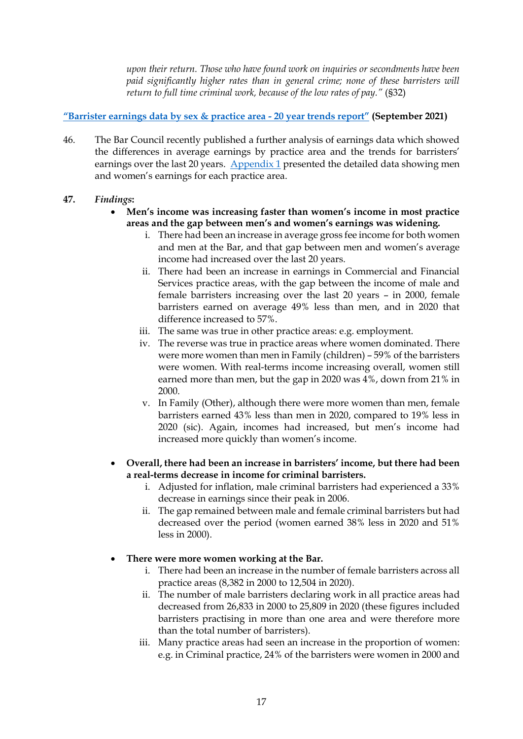*upon their return. Those who have found work on inquiries or secondments have been paid significantly higher rates than in general crime; none of these barristers will return to full time criminal work, because of the low rates of pay."* (§32)

**"Barrister earnings data by sex & practice area - 20 year trends report" (September 2021)**

46. The Bar Council recently published a further analysis of earnings data which showed the differences in average earnings by practice area and the trends for barristers' earnings over the last 20 years. Appendix 1 presented the detailed data showing men and women's earnings for each practice area.

**47.** ***Findings*:**

- **Men's income was increasing faster than women's income in most practice areas and the gap between men's and women's earnings was widening.**
    1. There had been an increase in average gross fee income for both women and men at the Bar, and that gap between men and women's average income had increased over the last 20 years.
    2. There had been an increase in earnings in Commercial and Financial Services practice areas, with the gap between the income of male and female barristers increasing over the last 20 years – in 2000, female barristers earned on average 49% less than men, and in 2020 that difference increased to 57%.
    3. The same was true in other practice areas: e.g. employment.
    4. The reverse was true in practice areas where women dominated. There were more women than men in Family (children) – 59% of the barristers were women. With real-terms income increasing overall, women still earned more than men, but the gap in 2020 was 4%, down from 21% in 2000.
    5. In Family (Other), although there were more women than men, female barristers earned 43% less than men in 2020, compared to 19% less in 2020 (sic). Again, incomes had increased, but men's income had increased more quickly than women's income.

- **Overall, there had been an increase in barristers' income, but there had been a real-terms decrease in income for criminal barristers.**
    1. Adjusted for inflation, male criminal barristers had experienced a 33% decrease in earnings since their peak in 2006.
    2. The gap remained between male and female criminal barristers but had decreased over the period (women earned 38% less in 2020 and 51% less in 2000).

- **There were more women working at the Bar.**
    1. There had been an increase in the number of female barristers across all practice areas (8,382 in 2000 to 12,504 in 2020).
    2. The number of male barristers declaring work in all practice areas had decreased from 26,833 in 2000 to 25,809 in 2020 (these figures included barristers practising in more than one area and were therefore more than the total number of barristers).
    3. Many practice areas had seen an increase in the proportion of women: e.g. in Criminal practice, 24% of the barristers were women in 2000 and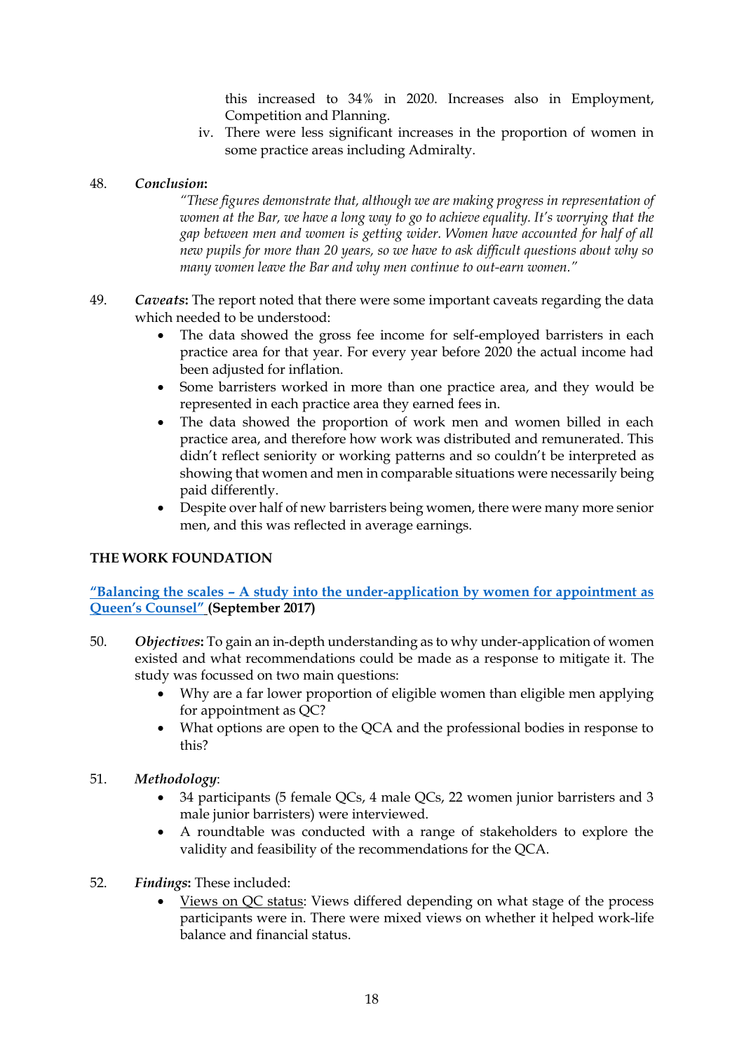this increased to 34% in 2020. Increases also in Employment, Competition and Planning.

iv. There were less significant increases in the proportion of women in some practice areas including Admiralty.

48. ***Conclusion*:**

*"These figures demonstrate that, although we are making progress in representation of women at the Bar, we have a long way to go to achieve equality. It's worrying that the gap between men and women is getting wider. Women have accounted for half of all new pupils for more than 20 years, so we have to ask difficult questions about why so many women leave the Bar and why men continue to out-earn women."*

49. ***Caveats*:** The report noted that there were some important caveats regarding the data which needed to be understood:

- The data showed the gross fee income for self-employed barristers in each practice area for that year. For every year before 2020 the actual income had been adjusted for inflation.
- Some barristers worked in more than one practice area, and they would be represented in each practice area they earned fees in.
- The data showed the proportion of work men and women billed in each practice area, and therefore how work was distributed and remunerated. This didn't reflect seniority or working patterns and so couldn't be interpreted as showing that women and men in comparable situations were necessarily being paid differently.
- Despite over half of new barristers being women, there were many more senior men, and this was reflected in average earnings.

## THE WORK FOUNDATION

**"Balancing the scales – A study into the under-application by women for appointment as Queen's Counsel" (September 2017)**

50. ***Objectives*:** To gain an in-depth understanding as to why under-application of women existed and what recommendations could be made as a response to mitigate it. The study was focussed on two main questions:

- Why are a far lower proportion of eligible women than eligible men applying for appointment as QC?
- What options are open to the QCA and the professional bodies in response to this?

51. ***Methodology*:**

- 34 participants (5 female QCs, 4 male QCs, 22 women junior barristers and 3 male junior barristers) were interviewed.
- A roundtable was conducted with a range of stakeholders to explore the validity and feasibility of the recommendations for the QCA.

52. ***Findings*:** These included:

- Views on QC status: Views differed depending on what stage of the process participants were in. There were mixed views on whether it helped work-life balance and financial status.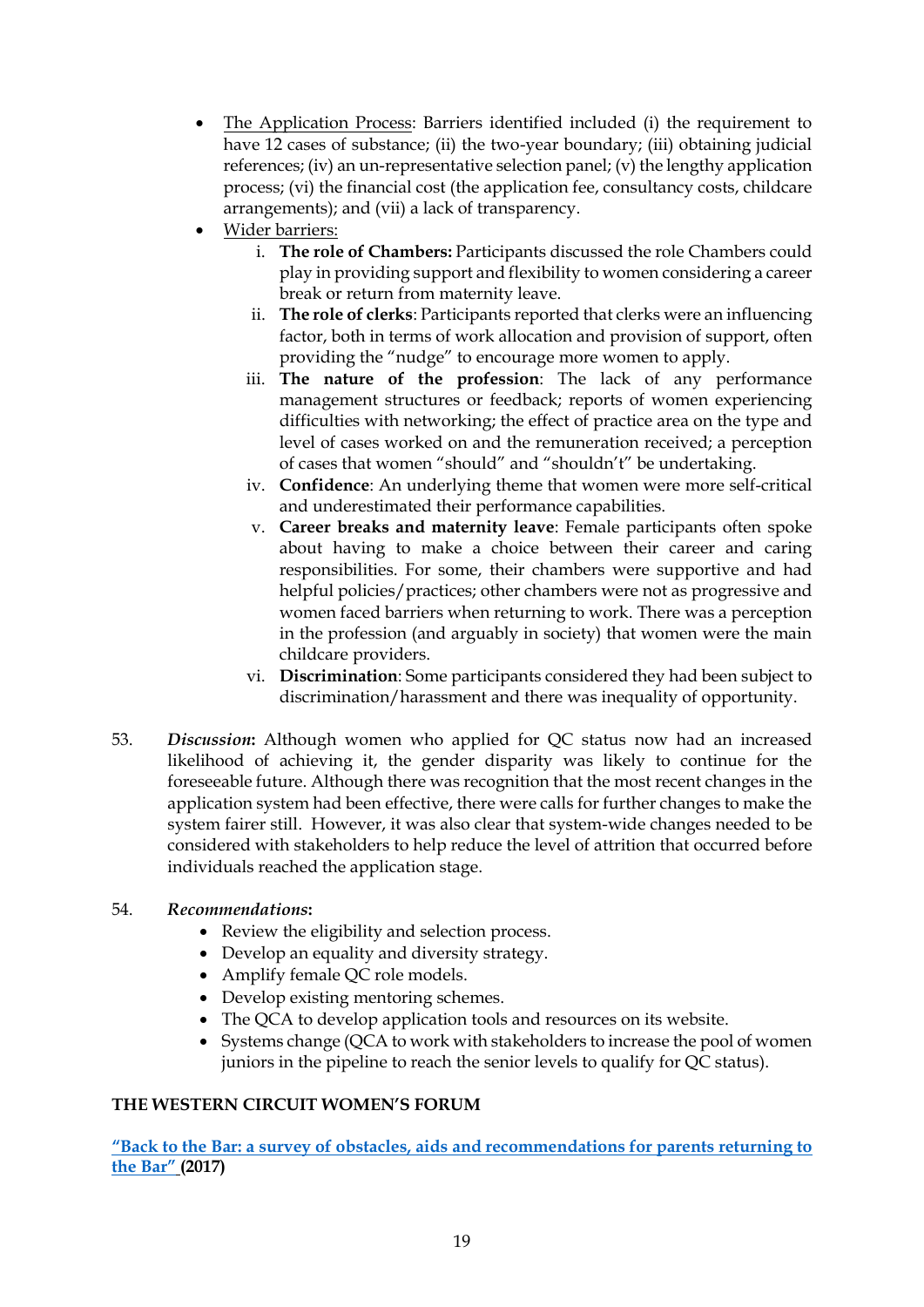- The Application Process: Barriers identified included (i) the requirement to have 12 cases of substance; (ii) the two-year boundary; (iii) obtaining judicial references; (iv) an un-representative selection panel; (v) the lengthy application process; (vi) the financial cost (the application fee, consultancy costs, childcare arrangements); and (vii) a lack of transparency.
- Wider barriers:
    1. **The role of Chambers:** Participants discussed the role Chambers could play in providing support and flexibility to women considering a career break or return from maternity leave.
    2. **The role of clerks**: Participants reported that clerks were an influencing factor, both in terms of work allocation and provision of support, often providing the "nudge" to encourage more women to apply.
    3. **The nature of the profession**: The lack of any performance management structures or feedback; reports of women experiencing difficulties with networking; the effect of practice area on the type and level of cases worked on and the remuneration received; a perception of cases that women "should" and "shouldn't" be undertaking.
    4. **Confidence**: An underlying theme that women were more self-critical and underestimated their performance capabilities.
    5. **Career breaks and maternity leave**: Female participants often spoke about having to make a choice between their career and caring responsibilities. For some, their chambers were supportive and had helpful policies/practices; other chambers were not as progressive and women faced barriers when returning to work. There was a perception in the profession (and arguably in society) that women were the main childcare providers.
    6. **Discrimination**: Some participants considered they had been subject to discrimination/harassment and there was inequality of opportunity.

53. ***Discussion*:** Although women who applied for QC status now had an increased likelihood of achieving it, the gender disparity was likely to continue for the foreseeable future. Although there was recognition that the most recent changes in the application system had been effective, there were calls for further changes to make the system fairer still. However, it was also clear that system-wide changes needed to be considered with stakeholders to help reduce the level of attrition that occurred before individuals reached the application stage.

54. ***Recommendations*:**
    - Review the eligibility and selection process.
    - Develop an equality and diversity strategy.
    - Amplify female QC role models.
    - Develop existing mentoring schemes.
    - The QCA to develop application tools and resources on its website.
    - Systems change (QCA to work with stakeholders to increase the pool of women juniors in the pipeline to reach the senior levels to qualify for QC status).

**THE WESTERN CIRCUIT WOMEN'S FORUM**

**"Back to the Bar: a survey of obstacles, aids and recommendations for parents returning to the Bar" (2017)**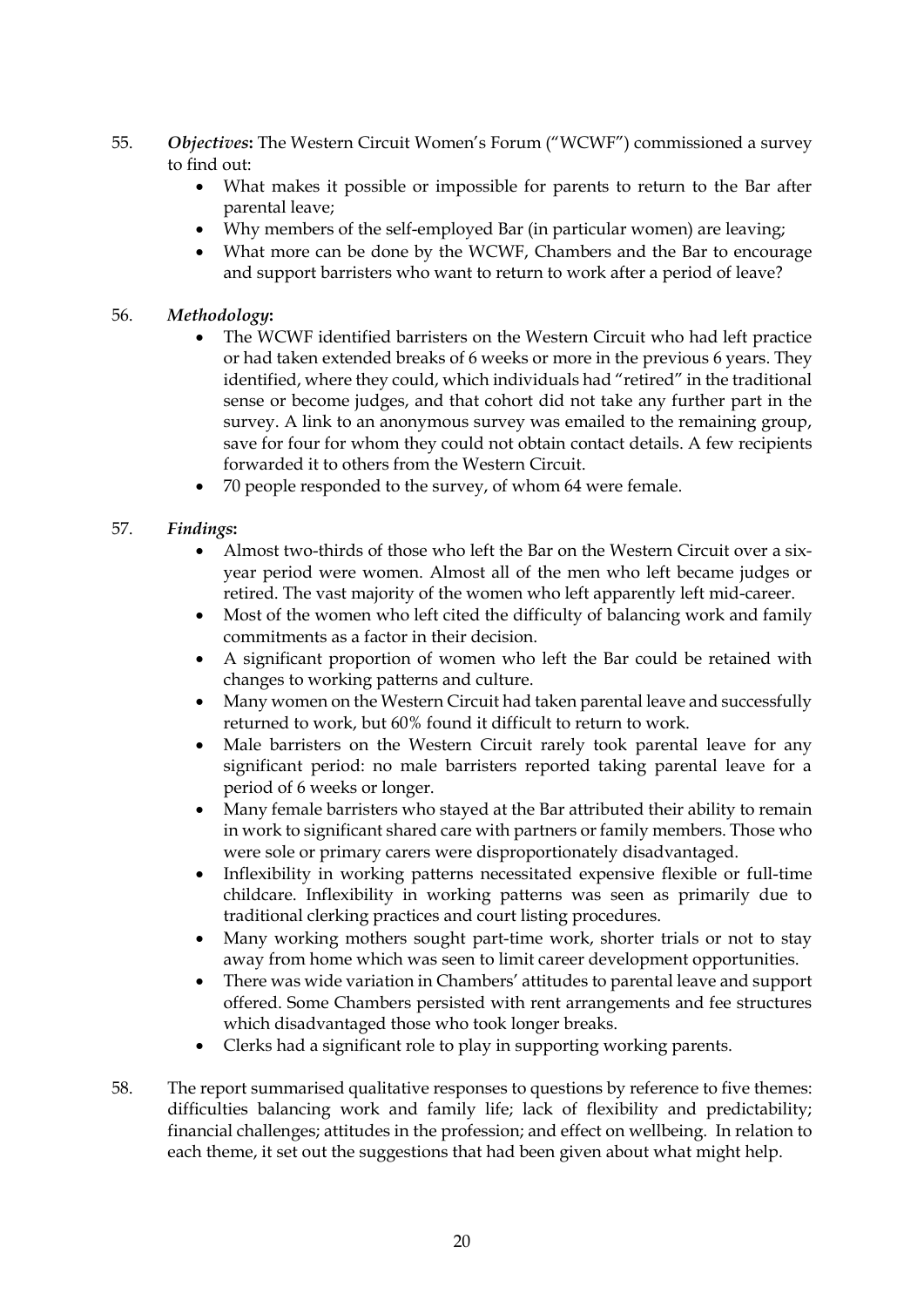55. *Objectives***:** The Western Circuit Women's Forum ("WCWF") commissioned a survey to find out:
    - What makes it possible or impossible for parents to return to the Bar after parental leave;
    - Why members of the self-employed Bar (in particular women) are leaving;
    - What more can be done by the WCWF, Chambers and the Bar to encourage and support barristers who want to return to work after a period of leave?

56. *Methodology***:**
    - The WCWF identified barristers on the Western Circuit who had left practice or had taken extended breaks of 6 weeks or more in the previous 6 years. They identified, where they could, which individuals had "retired" in the traditional sense or become judges, and that cohort did not take any further part in the survey. A link to an anonymous survey was emailed to the remaining group, save for four for whom they could not obtain contact details. A few recipients forwarded it to others from the Western Circuit.
    - 70 people responded to the survey, of whom 64 were female.

57. *Findings***:**
    - Almost two-thirds of those who left the Bar on the Western Circuit over a six-year period were women. Almost all of the men who left became judges or retired. The vast majority of the women who left apparently left mid-career.
    - Most of the women who left cited the difficulty of balancing work and family commitments as a factor in their decision.
    - A significant proportion of women who left the Bar could be retained with changes to working patterns and culture.
    - Many women on the Western Circuit had taken parental leave and successfully returned to work, but 60% found it difficult to return to work.
    - Male barristers on the Western Circuit rarely took parental leave for any significant period: no male barristers reported taking parental leave for a period of 6 weeks or longer.
    - Many female barristers who stayed at the Bar attributed their ability to remain in work to significant shared care with partners or family members. Those who were sole or primary carers were disproportionately disadvantaged.
    - Inflexibility in working patterns necessitated expensive flexible or full-time childcare. Inflexibility in working patterns was seen as primarily due to traditional clerking practices and court listing procedures.
    - Many working mothers sought part-time work, shorter trials or not to stay away from home which was seen to limit career development opportunities.
    - There was wide variation in Chambers' attitudes to parental leave and support offered. Some Chambers persisted with rent arrangements and fee structures which disadvantaged those who took longer breaks.
    - Clerks had a significant role to play in supporting working parents.

58. The report summarised qualitative responses to questions by reference to five themes: difficulties balancing work and family life; lack of flexibility and predictability; financial challenges; attitudes in the profession; and effect on wellbeing. In relation to each theme, it set out the suggestions that had been given about what might help.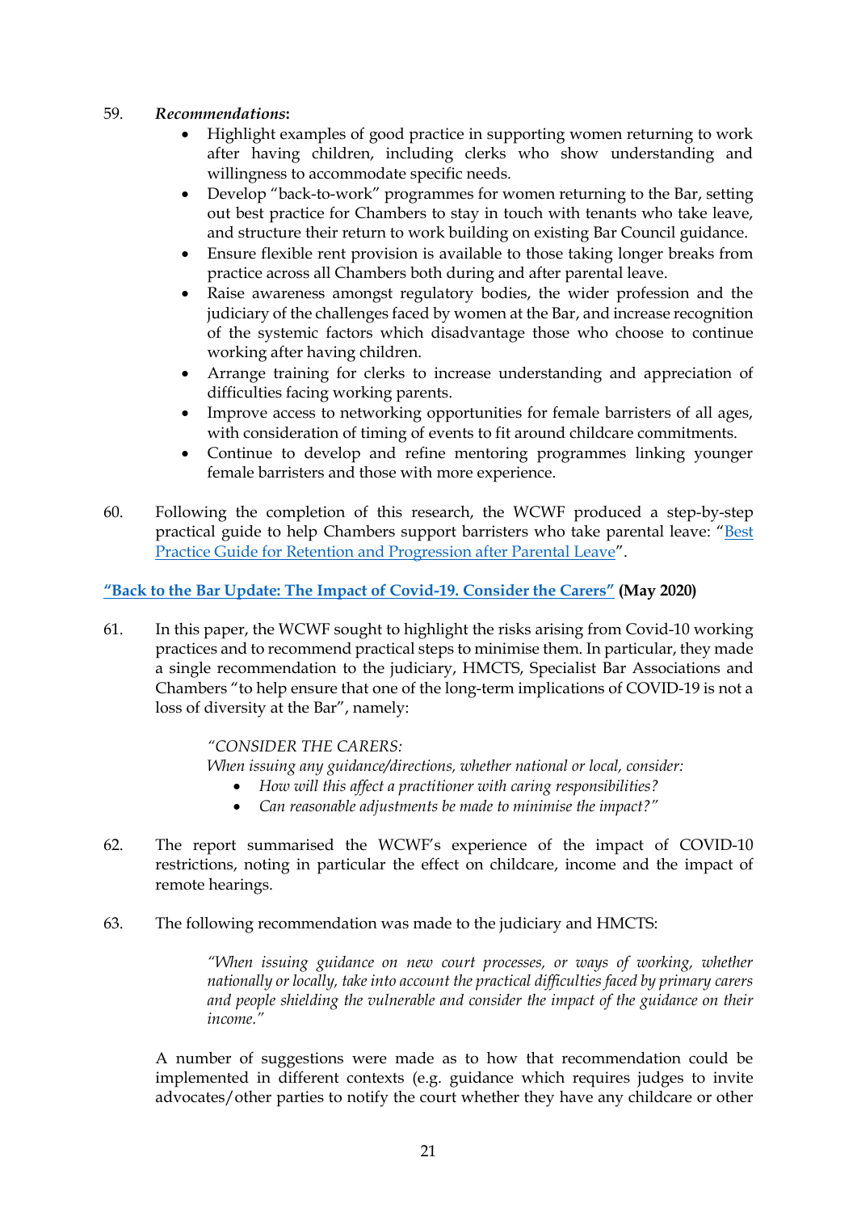59. ***Recommendations*:**

- Highlight examples of good practice in supporting women returning to work after having children, including clerks who show understanding and willingness to accommodate specific needs.
- Develop "back-to-work" programmes for women returning to the Bar, setting out best practice for Chambers to stay in touch with tenants who take leave, and structure their return to work building on existing Bar Council guidance.
- Ensure flexible rent provision is available to those taking longer breaks from practice across all Chambers both during and after parental leave.
- Raise awareness amongst regulatory bodies, the wider profession and the judiciary of the challenges faced by women at the Bar, and increase recognition of the systemic factors which disadvantage those who choose to continue working after having children.
- Arrange training for clerks to increase understanding and appreciation of difficulties facing working parents.
- Improve access to networking opportunities for female barristers of all ages, with consideration of timing of events to fit around childcare commitments.
- Continue to develop and refine mentoring programmes linking younger female barristers and those with more experience.

60. Following the completion of this research, the WCWF produced a step-by-step practical guide to help Chambers support barristers who take parental leave: "Best Practice Guide for Retention and Progression after Parental Leave".

**"Back to the Bar Update: The Impact of Covid-19. Consider the Carers" (May 2020)**

61. In this paper, the WCWF sought to highlight the risks arising from Covid-10 working practices and to recommend practical steps to minimise them. In particular, they made a single recommendation to the judiciary, HMCTS, Specialist Bar Associations and Chambers "to help ensure that one of the long-term implications of COVID-19 is not a loss of diversity at the Bar", namely:

> *"CONSIDER THE CARERS:*
> *When issuing any guidance/directions, whether national or local, consider:*
> - *How will this affect a practitioner with caring responsibilities?*
> - *Can reasonable adjustments be made to minimise the impact?"*

62. The report summarised the WCWF's experience of the impact of COVID-10 restrictions, noting in particular the effect on childcare, income and the impact of remote hearings.

63. The following recommendation was made to the judiciary and HMCTS:

> *"When issuing guidance on new court processes, or ways of working, whether nationally or locally, take into account the practical difficulties faced by primary carers and people shielding the vulnerable and consider the impact of the guidance on their income."*

A number of suggestions were made as to how that recommendation could be implemented in different contexts (e.g. guidance which requires judges to invite advocates/other parties to notify the court whether they have any childcare or other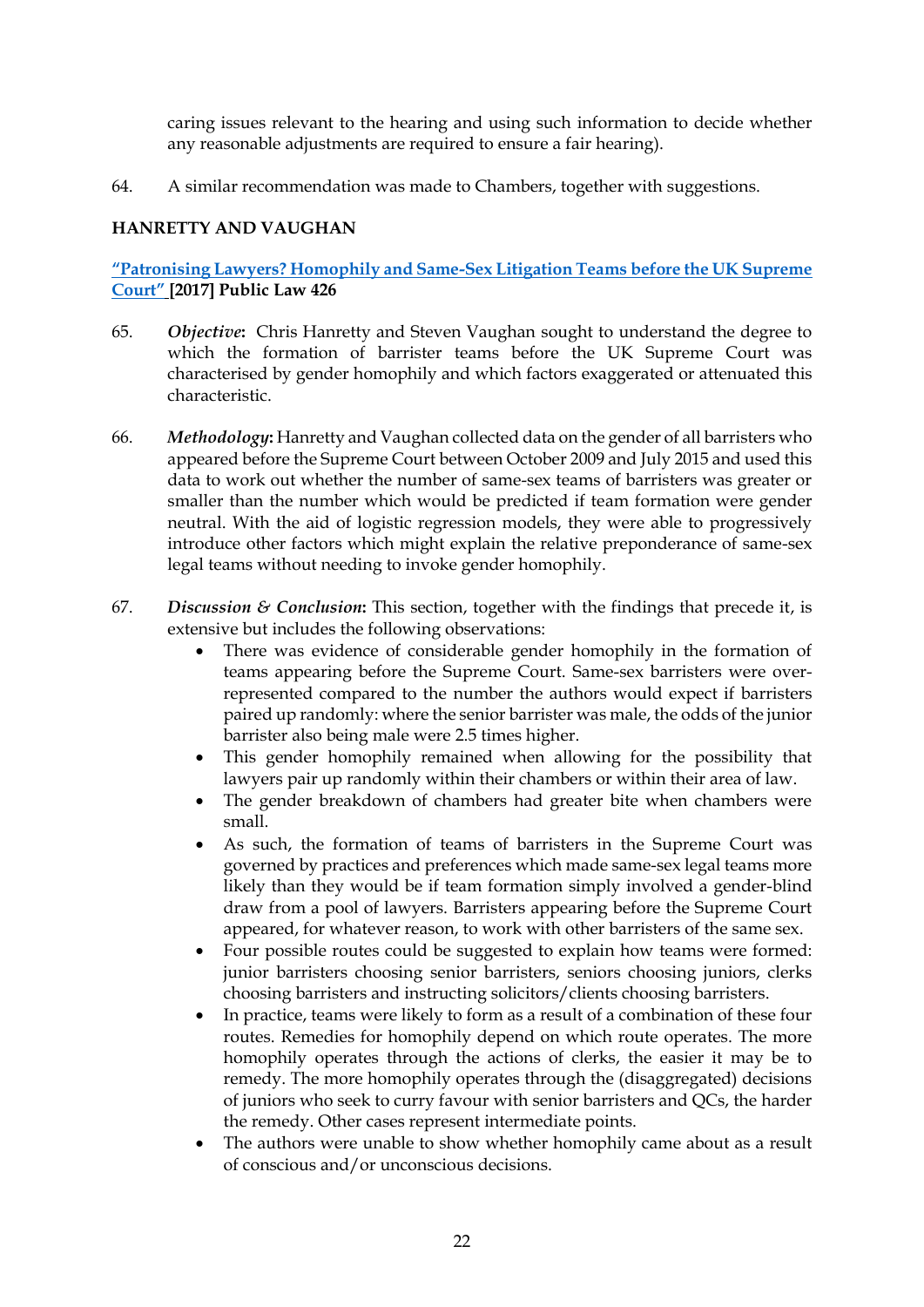caring issues relevant to the hearing and using such information to decide whether any reasonable adjustments are required to ensure a fair hearing).

64. A similar recommendation was made to Chambers, together with suggestions.

**HANRETTY AND VAUGHAN**

**"Patronising Lawyers? Homophily and Same-Sex Litigation Teams before the UK Supreme Court" [2017] Public Law 426**

65. ***Objective*:** Chris Hanretty and Steven Vaughan sought to understand the degree to which the formation of barrister teams before the UK Supreme Court was characterised by gender homophily and which factors exaggerated or attenuated this characteristic.

66. ***Methodology*:** Hanretty and Vaughan collected data on the gender of all barristers who appeared before the Supreme Court between October 2009 and July 2015 and used this data to work out whether the number of same-sex teams of barristers was greater or smaller than the number which would be predicted if team formation were gender neutral. With the aid of logistic regression models, they were able to progressively introduce other factors which might explain the relative preponderance of same-sex legal teams without needing to invoke gender homophily.

67. ***Discussion & Conclusion*:** This section, together with the findings that precede it, is extensive but includes the following observations:
    - There was evidence of considerable gender homophily in the formation of teams appearing before the Supreme Court. Same-sex barristers were over-represented compared to the number the authors would expect if barristers paired up randomly: where the senior barrister was male, the odds of the junior barrister also being male were 2.5 times higher.
    - This gender homophily remained when allowing for the possibility that lawyers pair up randomly within their chambers or within their area of law.
    - The gender breakdown of chambers had greater bite when chambers were small.
    - As such, the formation of teams of barristers in the Supreme Court was governed by practices and preferences which made same-sex legal teams more likely than they would be if team formation simply involved a gender-blind draw from a pool of lawyers. Barristers appearing before the Supreme Court appeared, for whatever reason, to work with other barristers of the same sex.
    - Four possible routes could be suggested to explain how teams were formed: junior barristers choosing senior barristers, seniors choosing juniors, clerks choosing barristers and instructing solicitors/clients choosing barristers.
    - In practice, teams were likely to form as a result of a combination of these four routes. Remedies for homophily depend on which route operates. The more homophily operates through the actions of clerks, the easier it may be to remedy. The more homophily operates through the (disaggregated) decisions of juniors who seek to curry favour with senior barristers and QCs, the harder the remedy. Other cases represent intermediate points.
    - The authors were unable to show whether homophily came about as a result of conscious and/or unconscious decisions.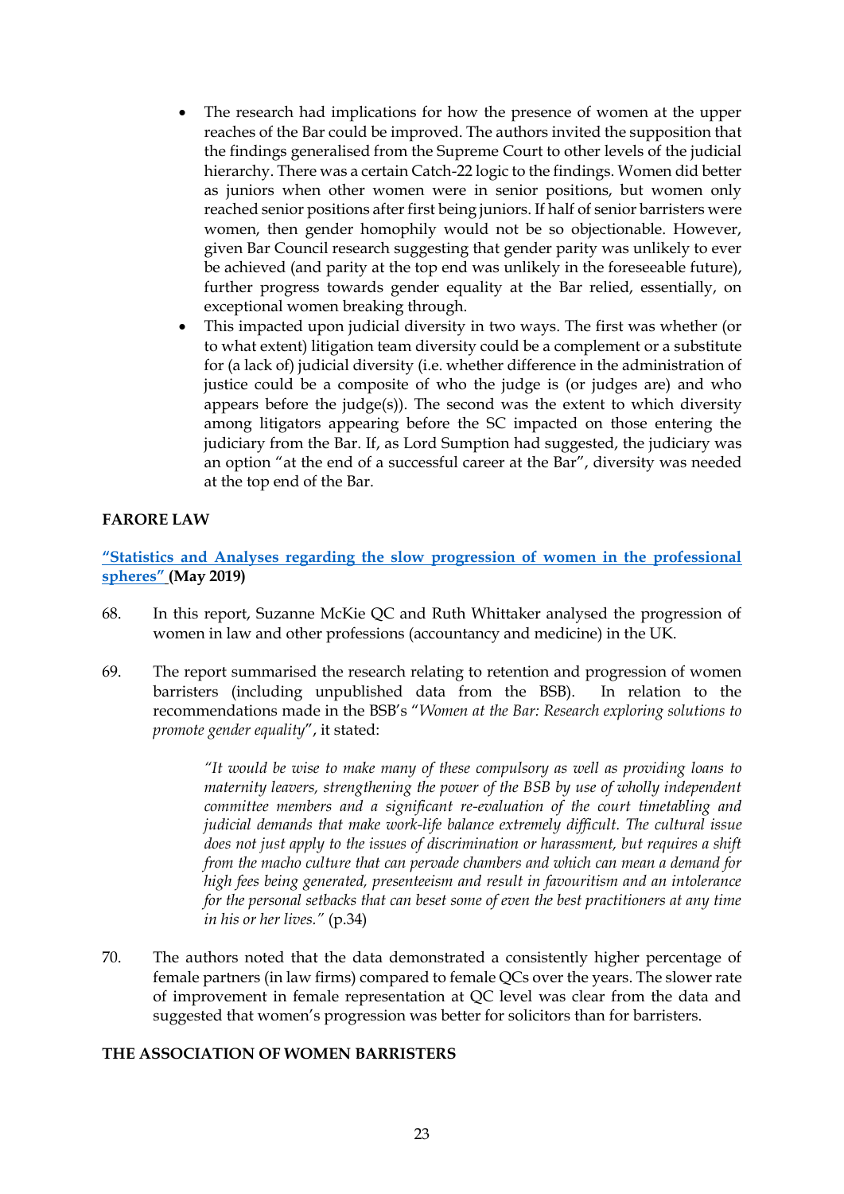- The research had implications for how the presence of women at the upper reaches of the Bar could be improved. The authors invited the supposition that the findings generalised from the Supreme Court to other levels of the judicial hierarchy. There was a certain Catch-22 logic to the findings. Women did better as juniors when other women were in senior positions, but women only reached senior positions after first being juniors. If half of senior barristers were women, then gender homophily would not be so objectionable. However, given Bar Council research suggesting that gender parity was unlikely to ever be achieved (and parity at the top end was unlikely in the foreseeable future), further progress towards gender equality at the Bar relied, essentially, on exceptional women breaking through.
- This impacted upon judicial diversity in two ways. The first was whether (or to what extent) litigation team diversity could be a complement or a substitute for (a lack of) judicial diversity (i.e. whether difference in the administration of justice could be a composite of who the judge is (or judges are) and who appears before the judge(s)). The second was the extent to which diversity among litigators appearing before the SC impacted on those entering the judiciary from the Bar. If, as Lord Sumption had suggested, the judiciary was an option "at the end of a successful career at the Bar", diversity was needed at the top end of the Bar.

**FARORE LAW**

**"Statistics and Analyses regarding the slow progression of women in the professional spheres" (May 2019)**

68. In this report, Suzanne McKie QC and Ruth Whittaker analysed the progression of women in law and other professions (accountancy and medicine) in the UK.

69. The report summarised the research relating to retention and progression of women barristers (including unpublished data from the BSB). In relation to the recommendations made in the BSB's "*Women at the Bar: Research exploring solutions to promote gender equality*", it stated:

> *"It would be wise to make many of these compulsory as well as providing loans to maternity leavers, strengthening the power of the BSB by use of wholly independent committee members and a significant re-evaluation of the court timetabling and judicial demands that make work-life balance extremely difficult. The cultural issue does not just apply to the issues of discrimination or harassment, but requires a shift from the macho culture that can pervade chambers and which can mean a demand for high fees being generated, presenteeism and result in favouritism and an intolerance for the personal setbacks that can beset some of even the best practitioners at any time in his or her lives."* (p.34)

70. The authors noted that the data demonstrated a consistently higher percentage of female partners (in law firms) compared to female QCs over the years. The slower rate of improvement in female representation at QC level was clear from the data and suggested that women's progression was better for solicitors than for barristers.

**THE ASSOCIATION OF WOMEN BARRISTERS**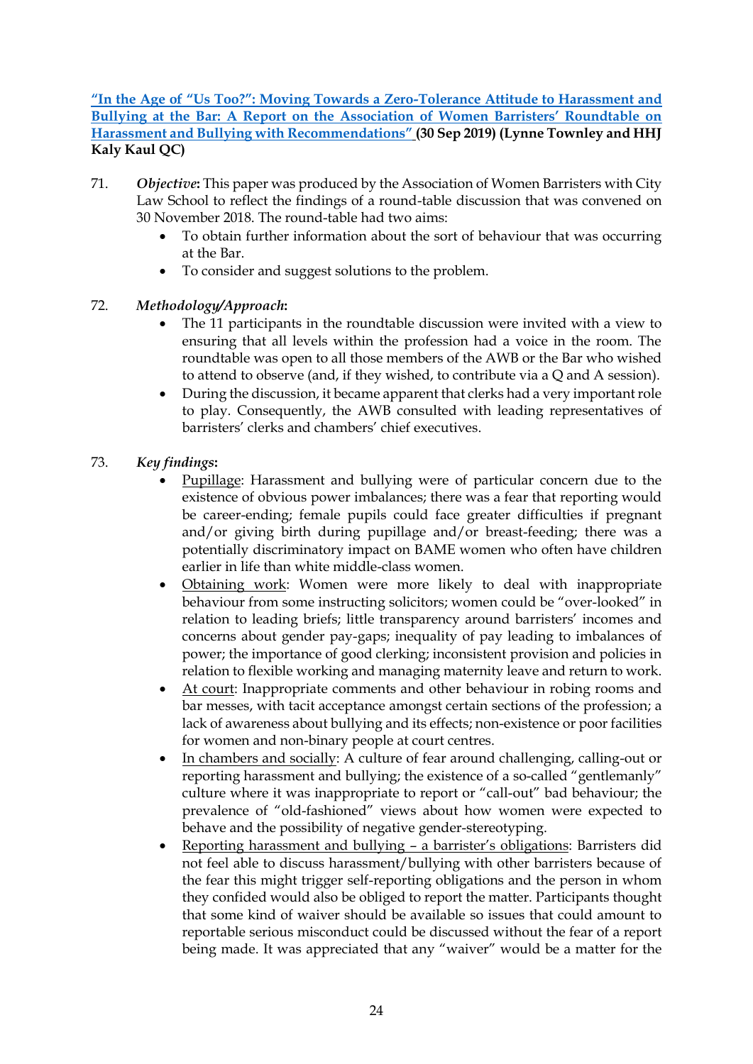[“In the Age of “Us Too?”: Moving Towards a Zero-Tolerance Attitude to Harassment and Bullying at the Bar: A Report on the Association of Women Barristers’ Roundtable on Harassment and Bullying with Recommendations”](#) **(30 Sep 2019) (Lynne Townley and HHJ Kaly Kaul QC)**

71. ***Objective*****:** This paper was produced by the Association of Women Barristers with City Law School to reflect the findings of a round-table discussion that was convened on 30 November 2018. The round-table had two aims:
    - To obtain further information about the sort of behaviour that was occurring at the Bar.
    - To consider and suggest solutions to the problem.

72. ***Methodology/Approach*****:**
    - The 11 participants in the roundtable discussion were invited with a view to ensuring that all levels within the profession had a voice in the room. The roundtable was open to all those members of the AWB or the Bar who wished to attend to observe (and, if they wished, to contribute via a Q and A session).
    - During the discussion, it became apparent that clerks had a very important role to play. Consequently, the AWB consulted with leading representatives of barristers’ clerks and chambers’ chief executives.

73. ***Key findings*****:**
    - <u>Pupillage</u>: Harassment and bullying were of particular concern due to the existence of obvious power imbalances; there was a fear that reporting would be career-ending; female pupils could face greater difficulties if pregnant and/or giving birth during pupillage and/or breast-feeding; there was a potentially discriminatory impact on BAME women who often have children earlier in life than white middle-class women.
    - <u>Obtaining work</u>: Women were more likely to deal with inappropriate behaviour from some instructing solicitors; women could be “over-looked” in relation to leading briefs; little transparency around barristers’ incomes and concerns about gender pay-gaps; inequality of pay leading to imbalances of power; the importance of good clerking; inconsistent provision and policies in relation to flexible working and managing maternity leave and return to work.
    - <u>At court</u>: Inappropriate comments and other behaviour in robing rooms and bar messes, with tacit acceptance amongst certain sections of the profession; a lack of awareness about bullying and its effects; non-existence or poor facilities for women and non-binary people at court centres.
    - <u>In chambers and socially</u>: A culture of fear around challenging, calling-out or reporting harassment and bullying; the existence of a so-called “gentlemanly” culture where it was inappropriate to report or “call-out” bad behaviour; the prevalence of “old-fashioned” views about how women were expected to behave and the possibility of negative gender-stereotyping.
    - <u>Reporting harassment and bullying – a barrister’s obligations</u>: Barristers did not feel able to discuss harassment/bullying with other barristers because of the fear this might trigger self-reporting obligations and the person in whom they confided would also be obliged to report the matter. Participants thought that some kind of waiver should be available so issues that could amount to reportable serious misconduct could be discussed without the fear of a report being made. It was appreciated that any “waiver” would be a matter for the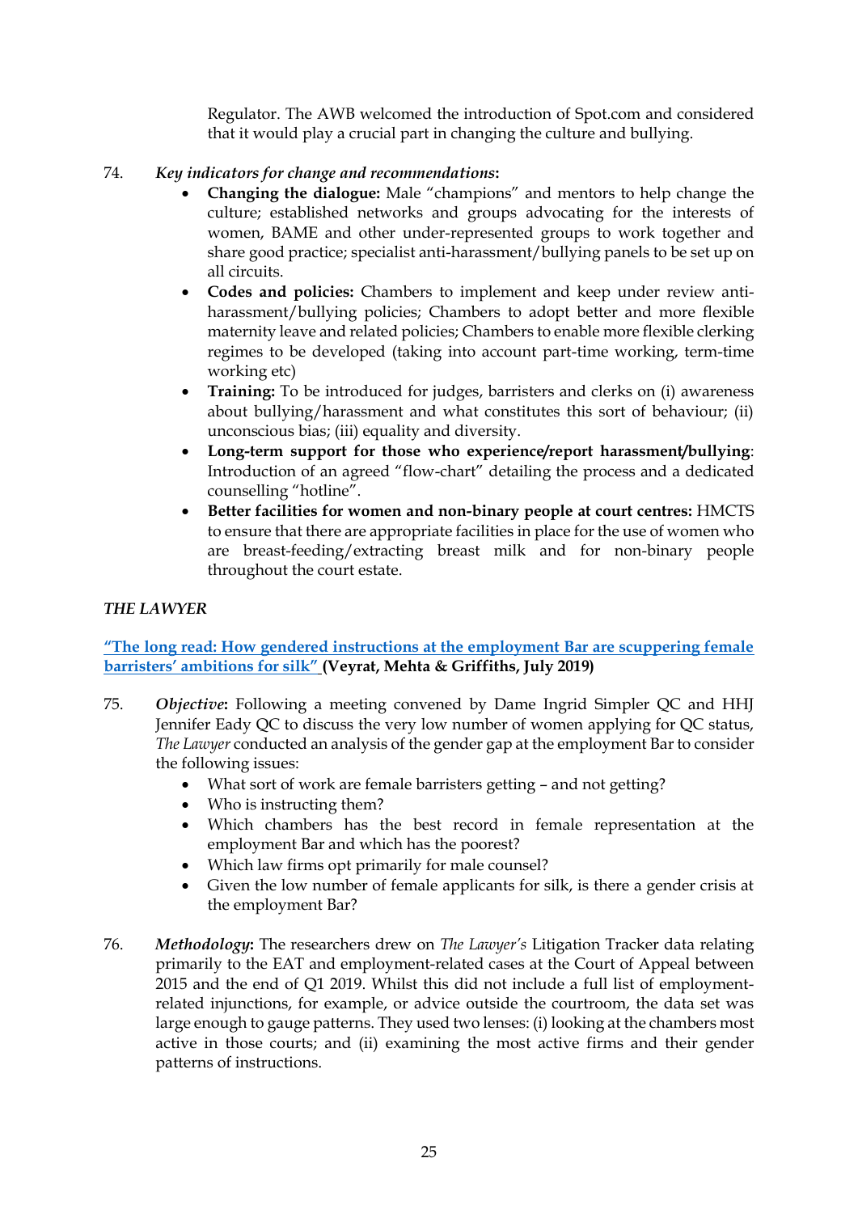Regulator. The AWB welcomed the introduction of Spot.com and considered that it would play a crucial part in changing the culture and bullying.

74. *Key indicators for change and recommendations***:**

- **Changing the dialogue:** Male "champions" and mentors to help change the culture; established networks and groups advocating for the interests of women, BAME and other under-represented groups to work together and share good practice; specialist anti-harassment/bullying panels to be set up on all circuits.
- **Codes and policies:** Chambers to implement and keep under review anti-harassment/bullying policies; Chambers to adopt better and more flexible maternity leave and related policies; Chambers to enable more flexible clerking regimes to be developed (taking into account part-time working, term-time working etc)
- **Training:** To be introduced for judges, barristers and clerks on (i) awareness about bullying/harassment and what constitutes this sort of behaviour; (ii) unconscious bias; (iii) equality and diversity.
- **Long-term support for those who experience/report harassment/bullying**: Introduction of an agreed "flow-chart" detailing the process and a dedicated counselling "hotline".
- **Better facilities for women and non-binary people at court centres:** HMCTS to ensure that there are appropriate facilities in place for the use of women who are breast-feeding/extracting breast milk and for non-binary people throughout the court estate.

***THE LAWYER***

**"The long read: How gendered instructions at the employment Bar are scuppering female barristers' ambitions for silk" (Veyrat, Mehta & Griffiths, July 2019)**

75. ***Objective*:** Following a meeting convened by Dame Ingrid Simpler QC and HHJ Jennifer Eady QC to discuss the very low number of women applying for QC status, *The Lawyer* conducted an analysis of the gender gap at the employment Bar to consider the following issues:

- What sort of work are female barristers getting – and not getting?
- Who is instructing them?
- Which chambers has the best record in female representation at the employment Bar and which has the poorest?
- Which law firms opt primarily for male counsel?
- Given the low number of female applicants for silk, is there a gender crisis at the employment Bar?

76. ***Methodology*:** The researchers drew on *The Lawyer's* Litigation Tracker data relating primarily to the EAT and employment-related cases at the Court of Appeal between 2015 and the end of Q1 2019. Whilst this did not include a full list of employment-related injunctions, for example, or advice outside the courtroom, the data set was large enough to gauge patterns. They used two lenses: (i) looking at the chambers most active in those courts; and (ii) examining the most active firms and their gender patterns of instructions.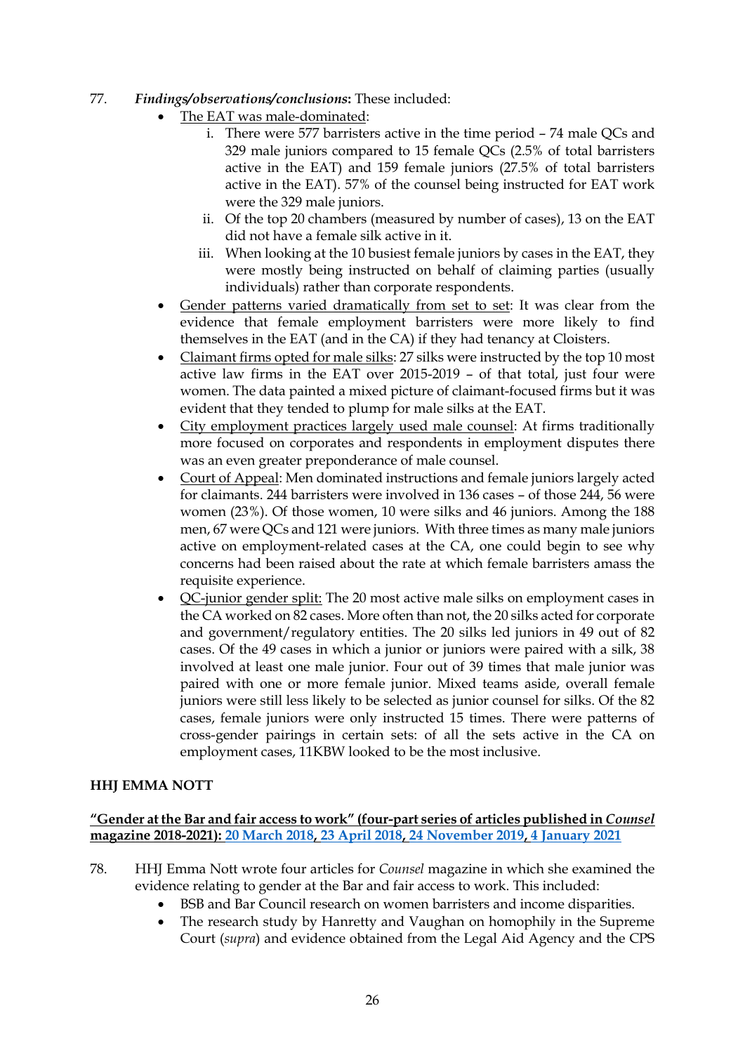77. ***Findings/observations/conclusions*:** These included:

- The EAT was male-dominated:
    - i. There were 577 barristers active in the time period – 74 male QCs and 329 male juniors compared to 15 female QCs (2.5% of total barristers active in the EAT) and 159 female juniors (27.5% of total barristers active in the EAT). 57% of the counsel being instructed for EAT work were the 329 male juniors.
    - ii. Of the top 20 chambers (measured by number of cases), 13 on the EAT did not have a female silk active in it.
    - iii. When looking at the 10 busiest female juniors by cases in the EAT, they were mostly being instructed on behalf of claiming parties (usually individuals) rather than corporate respondents.
- Gender patterns varied dramatically from set to set: It was clear from the evidence that female employment barristers were more likely to find themselves in the EAT (and in the CA) if they had tenancy at Cloisters.
- Claimant firms opted for male silks: 27 silks were instructed by the top 10 most active law firms in the EAT over 2015-2019 – of that total, just four were women. The data painted a mixed picture of claimant-focused firms but it was evident that they tended to plump for male silks at the EAT.
- City employment practices largely used male counsel: At firms traditionally more focused on corporates and respondents in employment disputes there was an even greater preponderance of male counsel.
- Court of Appeal: Men dominated instructions and female juniors largely acted for claimants. 244 barristers were involved in 136 cases – of those 244, 56 were women (23%). Of those women, 10 were silks and 46 juniors. Among the 188 men, 67 were QCs and 121 were juniors. With three times as many male juniors active on employment-related cases at the CA, one could begin to see why concerns had been raised about the rate at which female barristers amass the requisite experience.
- QC-junior gender split: The 20 most active male silks on employment cases in the CA worked on 82 cases. More often than not, the 20 silks acted for corporate and government/regulatory entities. The 20 silks led juniors in 49 out of 82 cases. Of the 49 cases in which a junior or juniors were paired with a silk, 38 involved at least one male junior. Four out of 39 times that male junior was paired with one or more female junior. Mixed teams aside, overall female juniors were still less likely to be selected as junior counsel for silks. Of the 82 cases, female juniors were only instructed 15 times. There were patterns of cross-gender pairings in certain sets: of all the sets active in the CA on employment cases, 11KBW looked to be the most inclusive.

## HHJ EMMA NOTT

**"Gender at the Bar and fair access to work" (four-part series of articles published in *Counsel* magazine 2018-2021): 20 March 2018, 23 April 2018, 24 November 2019, 4 January 2021**

78. HHJ Emma Nott wrote four articles for *Counsel* magazine in which she examined the evidence relating to gender at the Bar and fair access to work. This included:

- BSB and Bar Council research on women barristers and income disparities.
- The research study by Hanretty and Vaughan on homophily in the Supreme Court (*supra*) and evidence obtained from the Legal Aid Agency and the CPS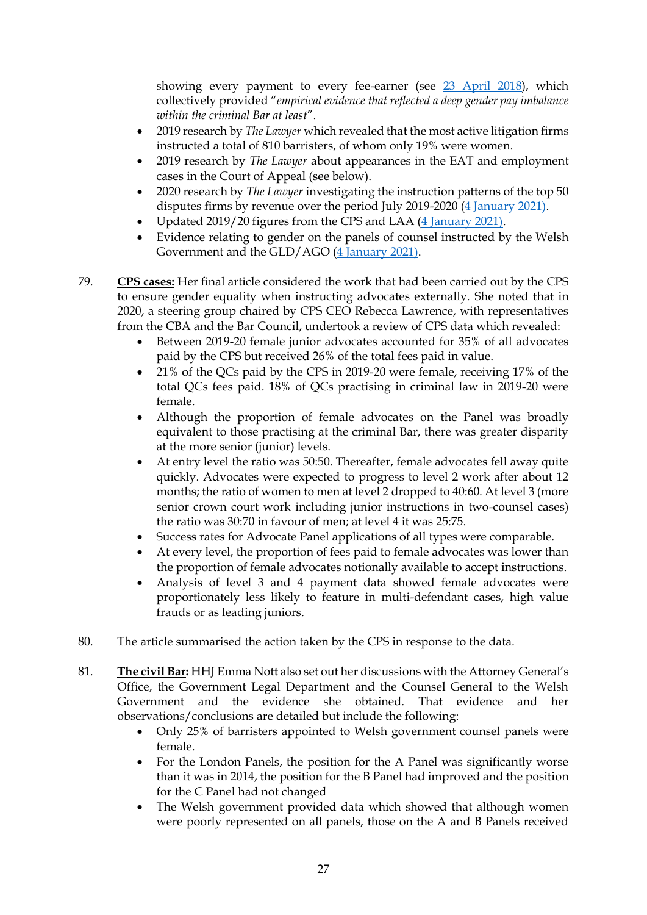showing every payment to every fee-earner (see [23 April 2018]), which collectively provided "*empirical evidence that reflected a deep gender pay imbalance within the criminal Bar at least*".

- 2019 research by *The Lawyer* which revealed that the most active litigation firms instructed a total of 810 barristers, of whom only 19% were women.
- 2019 research by *The Lawyer* about appearances in the EAT and employment cases in the Court of Appeal (see below).
- 2020 research by *The Lawyer* investigating the instruction patterns of the top 50 disputes firms by revenue over the period July 2019-2020 ([4 January 2021]).
- Updated 2019/20 figures from the CPS and LAA ([4 January 2021]).
- Evidence relating to gender on the panels of counsel instructed by the Welsh Government and the GLD/AGO ([4 January 2021]).

79. **CPS cases:** Her final article considered the work that had been carried out by the CPS to ensure gender equality when instructing advocates externally. She noted that in 2020, a steering group chaired by CPS CEO Rebecca Lawrence, with representatives from the CBA and the Bar Council, undertook a review of CPS data which revealed:
    - Between 2019-20 female junior advocates accounted for 35% of all advocates paid by the CPS but received 26% of the total fees paid in value.
    - 21% of the QCs paid by the CPS in 2019-20 were female, receiving 17% of the total QCs fees paid. 18% of QCs practising in criminal law in 2019-20 were female.
    - Although the proportion of female advocates on the Panel was broadly equivalent to those practising at the criminal Bar, there was greater disparity at the more senior (junior) levels.
    - At entry level the ratio was 50:50. Thereafter, female advocates fell away quite quickly. Advocates were expected to progress to level 2 work after about 12 months; the ratio of women to men at level 2 dropped to 40:60. At level 3 (more senior crown court work including junior instructions in two-counsel cases) the ratio was 30:70 in favour of men; at level 4 it was 25:75.
    - Success rates for Advocate Panel applications of all types were comparable.
    - At every level, the proportion of fees paid to female advocates was lower than the proportion of female advocates notionally available to accept instructions.
    - Analysis of level 3 and 4 payment data showed female advocates were proportionately less likely to feature in multi-defendant cases, high value frauds or as leading juniors.

80. The article summarised the action taken by the CPS in response to the data.

81. **The civil Bar:** HHJ Emma Nott also set out her discussions with the Attorney General's Office, the Government Legal Department and the Counsel General to the Welsh Government and the evidence she obtained. That evidence and her observations/conclusions are detailed but include the following:
    - Only 25% of barristers appointed to Welsh government counsel panels were female.
    - For the London Panels, the position for the A Panel was significantly worse than it was in 2014, the position for the B Panel had improved and the position for the C Panel had not changed
    - The Welsh government provided data which showed that although women were poorly represented on all panels, those on the A and B Panels received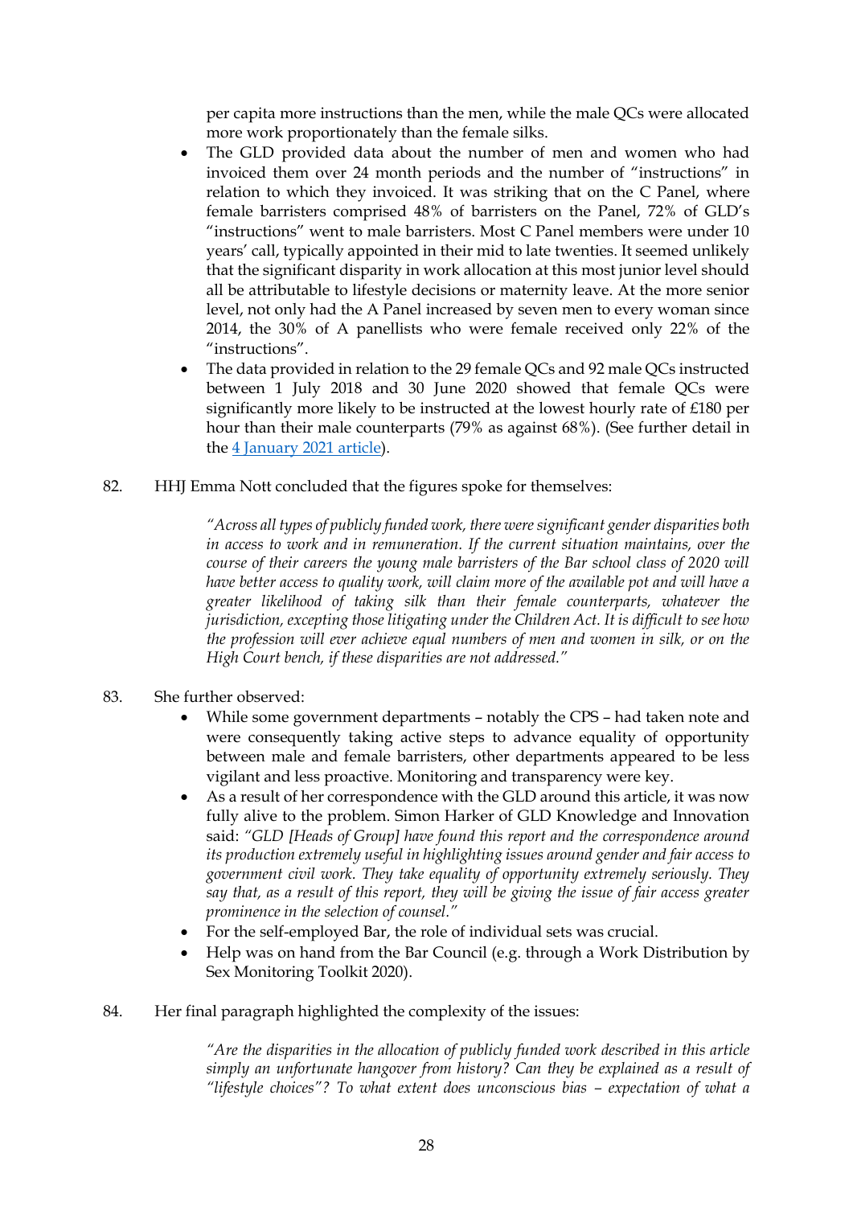per capita more instructions than the men, while the male QCs were allocated more work proportionately than the female silks.

- The GLD provided data about the number of men and women who had invoiced them over 24 month periods and the number of "instructions" in relation to which they invoiced. It was striking that on the C Panel, where female barristers comprised 48% of barristers on the Panel, 72% of GLD's "instructions" went to male barristers. Most C Panel members were under 10 years' call, typically appointed in their mid to late twenties. It seemed unlikely that the significant disparity in work allocation at this most junior level should all be attributable to lifestyle decisions or maternity leave. At the more senior level, not only had the A Panel increased by seven men to every woman since 2014, the 30% of A panellists who were female received only 22% of the "instructions".
- The data provided in relation to the 29 female QCs and 92 male QCs instructed between 1 July 2018 and 30 June 2020 showed that female QCs were significantly more likely to be instructed at the lowest hourly rate of £180 per hour than their male counterparts (79% as against 68%). (See further detail in the 4 January 2021 article).

82. HHJ Emma Nott concluded that the figures spoke for themselves:

> *"Across all types of publicly funded work, there were significant gender disparities both in access to work and in remuneration. If the current situation maintains, over the course of their careers the young male barristers of the Bar school class of 2020 will have better access to quality work, will claim more of the available pot and will have a greater likelihood of taking silk than their female counterparts, whatever the jurisdiction, excepting those litigating under the Children Act. It is difficult to see how the profession will ever achieve equal numbers of men and women in silk, or on the High Court bench, if these disparities are not addressed."*

83. She further observed:
    - While some government departments – notably the CPS – had taken note and were consequently taking active steps to advance equality of opportunity between male and female barristers, other departments appeared to be less vigilant and less proactive. Monitoring and transparency were key.
    - As a result of her correspondence with the GLD around this article, it was now fully alive to the problem. Simon Harker of GLD Knowledge and Innovation said: *"GLD [Heads of Group] have found this report and the correspondence around its production extremely useful in highlighting issues around gender and fair access to government civil work. They take equality of opportunity extremely seriously. They say that, as a result of this report, they will be giving the issue of fair access greater prominence in the selection of counsel."*
    - For the self-employed Bar, the role of individual sets was crucial.
    - Help was on hand from the Bar Council (e.g. through a Work Distribution by Sex Monitoring Toolkit 2020).

84. Her final paragraph highlighted the complexity of the issues:

> *"Are the disparities in the allocation of publicly funded work described in this article simply an unfortunate hangover from history? Can they be explained as a result of "lifestyle choices"? To what extent does unconscious bias – expectation of what a*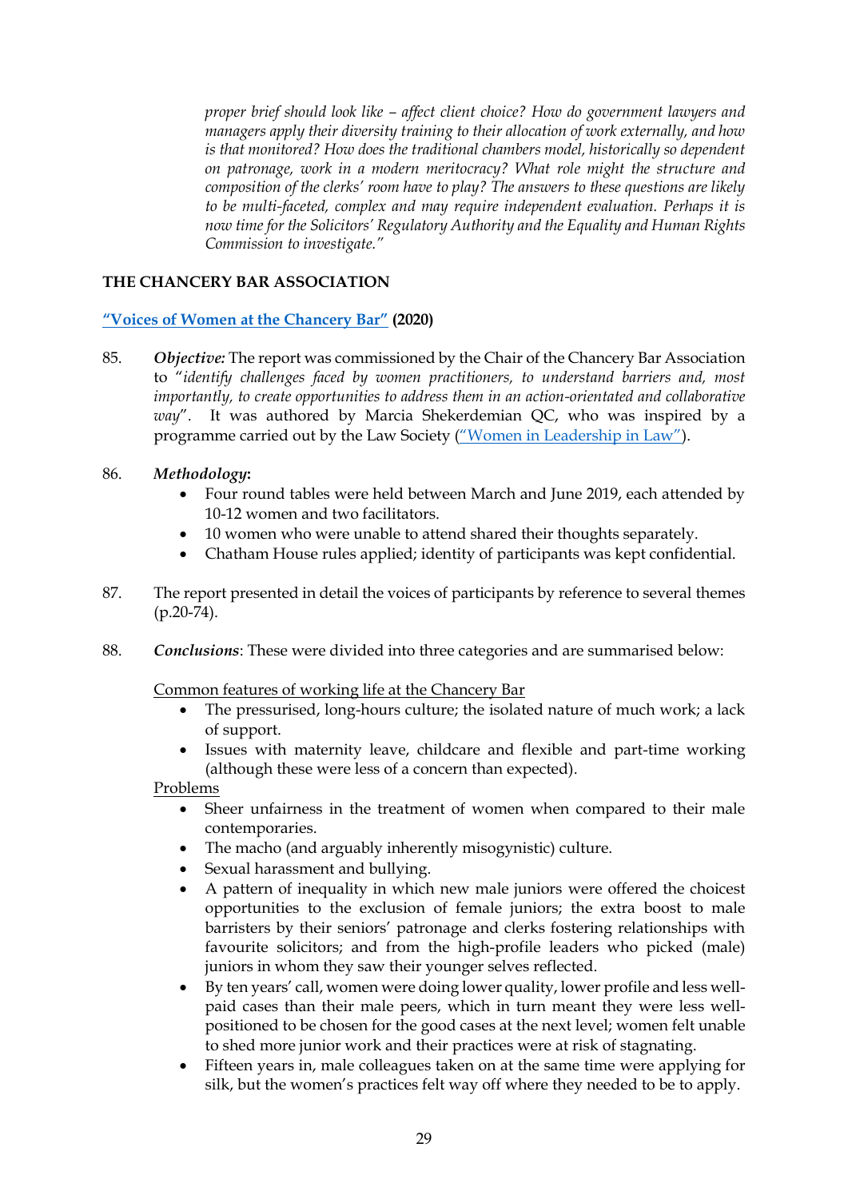*proper brief should look like – affect client choice? How do government lawyers and managers apply their diversity training to their allocation of work externally, and how is that monitored? How does the traditional chambers model, historically so dependent on patronage, work in a modern meritocracy? What role might the structure and composition of the clerks' room have to play? The answers to these questions are likely to be multi-faceted, complex and may require independent evaluation. Perhaps it is now time for the Solicitors' Regulatory Authority and the Equality and Human Rights Commission to investigate."*

## THE CHANCERY BAR ASSOCIATION

### "Voices of Women at the Chancery Bar" (2020)

85. ***Objective:*** The report was commissioned by the Chair of the Chancery Bar Association to "*identify challenges faced by women practitioners, to understand barriers and, most importantly, to create opportunities to address them in an action-orientated and collaborative way*". It was authored by Marcia Shekerdemian QC, who was inspired by a programme carried out by the Law Society ("Women in Leadership in Law").

86. ***Methodology:***
    - Four round tables were held between March and June 2019, each attended by 10-12 women and two facilitators.
    - 10 women who were unable to attend shared their thoughts separately.
    - Chatham House rules applied; identity of participants was kept confidential.

87. The report presented in detail the voices of participants by reference to several themes (p.20-74).

88. ***Conclusions***: These were divided into three categories and are summarised below:

    <u>Common features of working life at the Chancery Bar</u>
    - The pressurised, long-hours culture; the isolated nature of much work; a lack of support.
    - Issues with maternity leave, childcare and flexible and part-time working (although these were less of a concern than expected).

    <u>Problems</u>
    - Sheer unfairness in the treatment of women when compared to their male contemporaries.
    - The macho (and arguably inherently misogynistic) culture.
    - Sexual harassment and bullying.
    - A pattern of inequality in which new male juniors were offered the choicest opportunities to the exclusion of female juniors; the extra boost to male barristers by their seniors' patronage and clerks fostering relationships with favourite solicitors; and from the high-profile leaders who picked (male) juniors in whom they saw their younger selves reflected.
    - By ten years' call, women were doing lower quality, lower profile and less well-paid cases than their male peers, which in turn meant they were less well-positioned to be chosen for the good cases at the next level; women felt unable to shed more junior work and their practices were at risk of stagnating.
    - Fifteen years in, male colleagues taken on at the same time were applying for silk, but the women's practices felt way off where they needed to be to apply.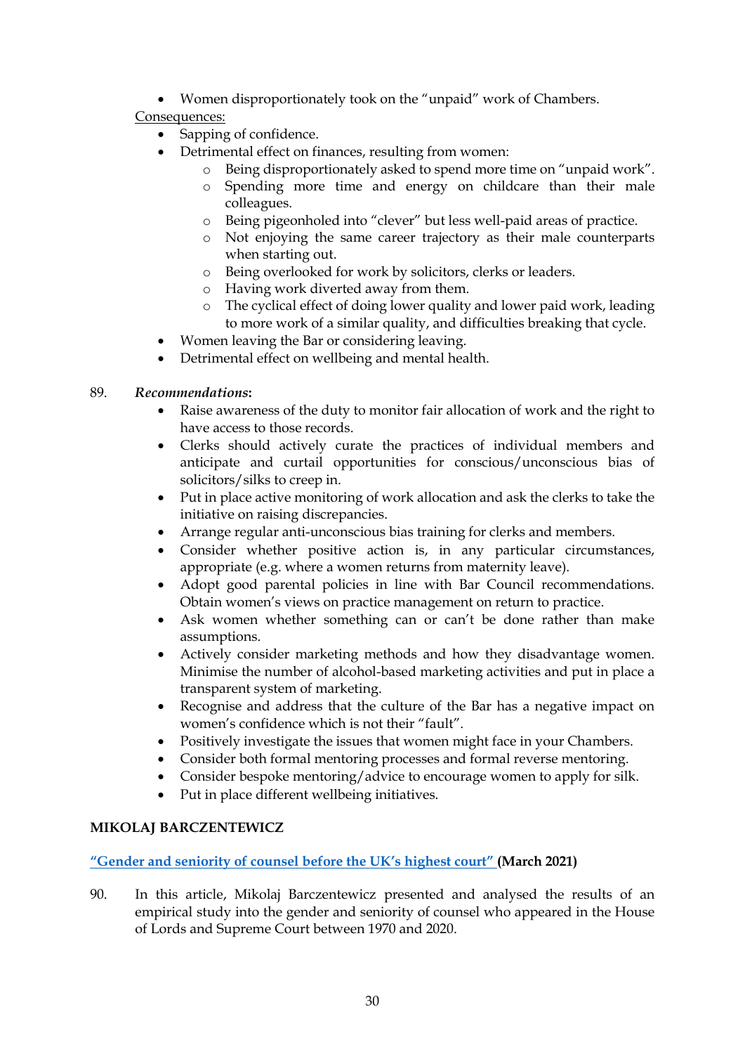- Women disproportionately took on the "unpaid" work of Chambers.

Consequences:

- Sapping of confidence.
- Detrimental effect on finances, resulting from women:
  - Being disproportionately asked to spend more time on "unpaid work".
  - Spending more time and energy on childcare than their male colleagues.
  - Being pigeonholed into "clever" but less well-paid areas of practice.
  - Not enjoying the same career trajectory as their male counterparts when starting out.
  - Being overlooked for work by solicitors, clerks or leaders.
  - Having work diverted away from them.
  - The cyclical effect of doing lower quality and lower paid work, leading to more work of a similar quality, and difficulties breaking that cycle.
- Women leaving the Bar or considering leaving.
- Detrimental effect on wellbeing and mental health.

89. ***Recommendations*:**

- Raise awareness of the duty to monitor fair allocation of work and the right to have access to those records.
- Clerks should actively curate the practices of individual members and anticipate and curtail opportunities for conscious/unconscious bias of solicitors/silks to creep in.
- Put in place active monitoring of work allocation and ask the clerks to take the initiative on raising discrepancies.
- Arrange regular anti-unconscious bias training for clerks and members.
- Consider whether positive action is, in any particular circumstances, appropriate (e.g. where a women returns from maternity leave).
- Adopt good parental policies in line with Bar Council recommendations. Obtain women's views on practice management on return to practice.
- Ask women whether something can or can't be done rather than make assumptions.
- Actively consider marketing methods and how they disadvantage women. Minimise the number of alcohol-based marketing activities and put in place a transparent system of marketing.
- Recognise and address that the culture of the Bar has a negative impact on women's confidence which is not their "fault".
- Positively investigate the issues that women might face in your Chambers.
- Consider both formal mentoring processes and formal reverse mentoring.
- Consider bespoke mentoring/advice to encourage women to apply for silk.
- Put in place different wellbeing initiatives.

**MIKOLAJ BARCZENTEWICZ**

**"Gender and seniority of counsel before the UK's highest court" (March 2021)**

90. In this article, Mikolaj Barczentewicz presented and analysed the results of an empirical study into the gender and seniority of counsel who appeared in the House of Lords and Supreme Court between 1970 and 2020.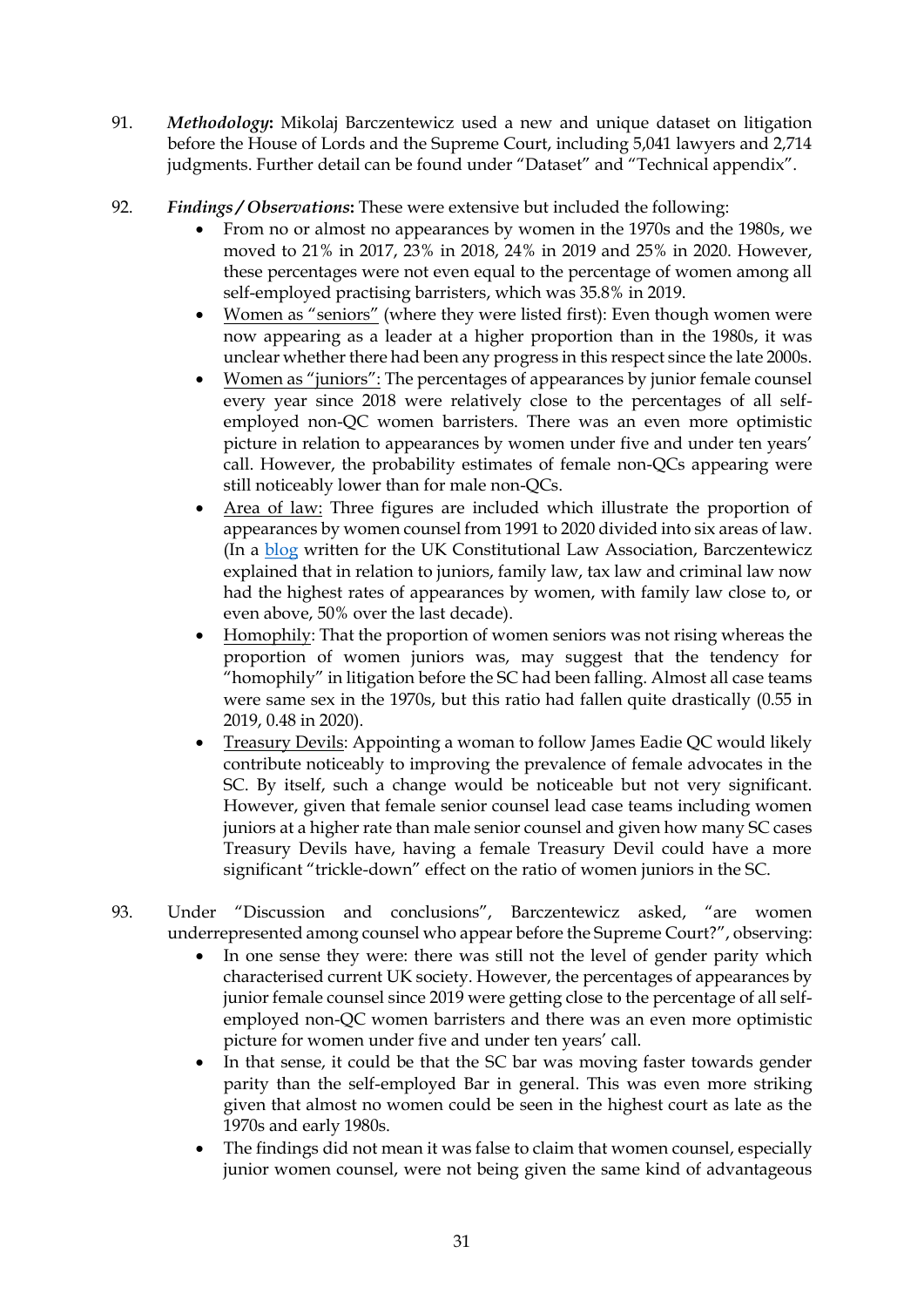91. ***Methodology*:** Mikolaj Barczentewicz used a new and unique dataset on litigation before the House of Lords and the Supreme Court, including 5,041 lawyers and 2,714 judgments. Further detail can be found under "Dataset" and "Technical appendix".

92. ***Findings / Observations*:** These were extensive but included the following:
    - From no or almost no appearances by women in the 1970s and the 1980s, we moved to 21% in 2017, 23% in 2018, 24% in 2019 and 25% in 2020. However, these percentages were not even equal to the percentage of women among all self-employed practising barristers, which was 35.8% in 2019.
    - <u>Women as "seniors"</u> (where they were listed first): Even though women were now appearing as a leader at a higher proportion than in the 1980s, it was unclear whether there had been any progress in this respect since the late 2000s.
    - <u>Women as "juniors":</u> The percentages of appearances by junior female counsel every year since 2018 were relatively close to the percentages of all self-employed non-QC women barristers. There was an even more optimistic picture in relation to appearances by women under five and under ten years' call. However, the probability estimates of female non-QCs appearing were still noticeably lower than for male non-QCs.
    - <u>Area of law:</u> Three figures are included which illustrate the proportion of appearances by women counsel from 1991 to 2020 divided into six areas of law. (In a [blog]() written for the UK Constitutional Law Association, Barczentewicz explained that in relation to juniors, family law, tax law and criminal law now had the highest rates of appearances by women, with family law close to, or even above, 50% over the last decade).
    - <u>Homophily</u>: That the proportion of women seniors was not rising whereas the proportion of women juniors was, may suggest that the tendency for "homophily" in litigation before the SC had been falling. Almost all case teams were same sex in the 1970s, but this ratio had fallen quite drastically (0.55 in 2019, 0.48 in 2020).
    - <u>Treasury Devils</u>: Appointing a woman to follow James Eadie QC would likely contribute noticeably to improving the prevalence of female advocates in the SC. By itself, such a change would be noticeable but not very significant. However, given that female senior counsel lead case teams including women juniors at a higher rate than male senior counsel and given how many SC cases Treasury Devils have, having a female Treasury Devil could have a more significant "trickle-down" effect on the ratio of women juniors in the SC.

93. Under "Discussion and conclusions", Barczentewicz asked, "are women underrepresented among counsel who appear before the Supreme Court?", observing:
    - In one sense they were: there was still not the level of gender parity which characterised current UK society. However, the percentages of appearances by junior female counsel since 2019 were getting close to the percentage of all self-employed non-QC women barristers and there was an even more optimistic picture for women under five and under ten years' call.
    - In that sense, it could be that the SC bar was moving faster towards gender parity than the self-employed Bar in general. This was even more striking given that almost no women could be seen in the highest court as late as the 1970s and early 1980s.
    - The findings did not mean it was false to claim that women counsel, especially junior women counsel, were not being given the same kind of advantageous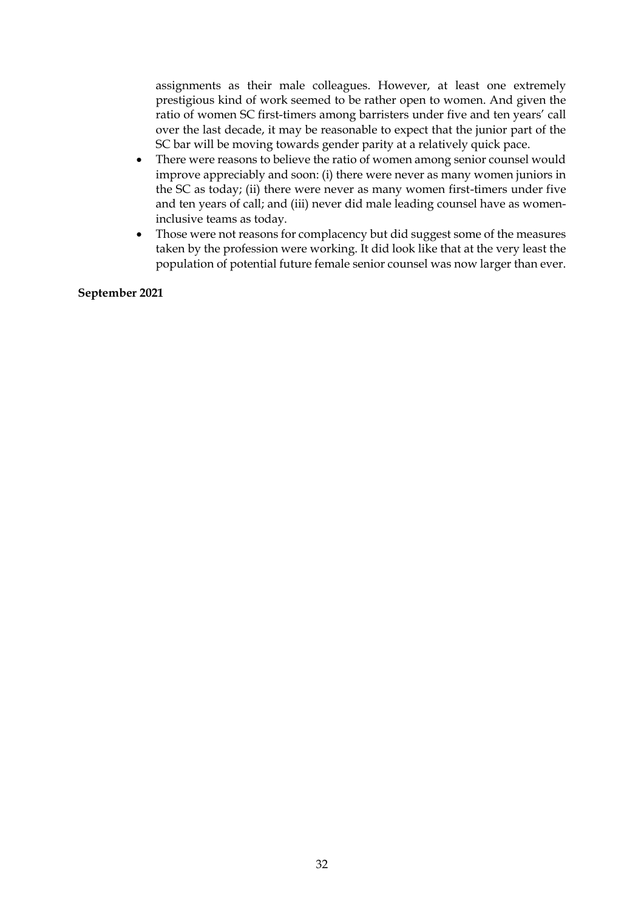assignments as their male colleagues. However, at least one extremely prestigious kind of work seemed to be rather open to women. And given the ratio of women SC first-timers among barristers under five and ten years' call over the last decade, it may be reasonable to expect that the junior part of the SC bar will be moving towards gender parity at a relatively quick pace.

- There were reasons to believe the ratio of women among senior counsel would improve appreciably and soon: (i) there were never as many women juniors in the SC as today; (ii) there were never as many women first-timers under five and ten years of call; and (iii) never did male leading counsel have as women-inclusive teams as today.
- Those were not reasons for complacency but did suggest some of the measures taken by the profession were working. It did look like that at the very least the population of potential future female senior counsel was now larger than ever.

**September 2021**